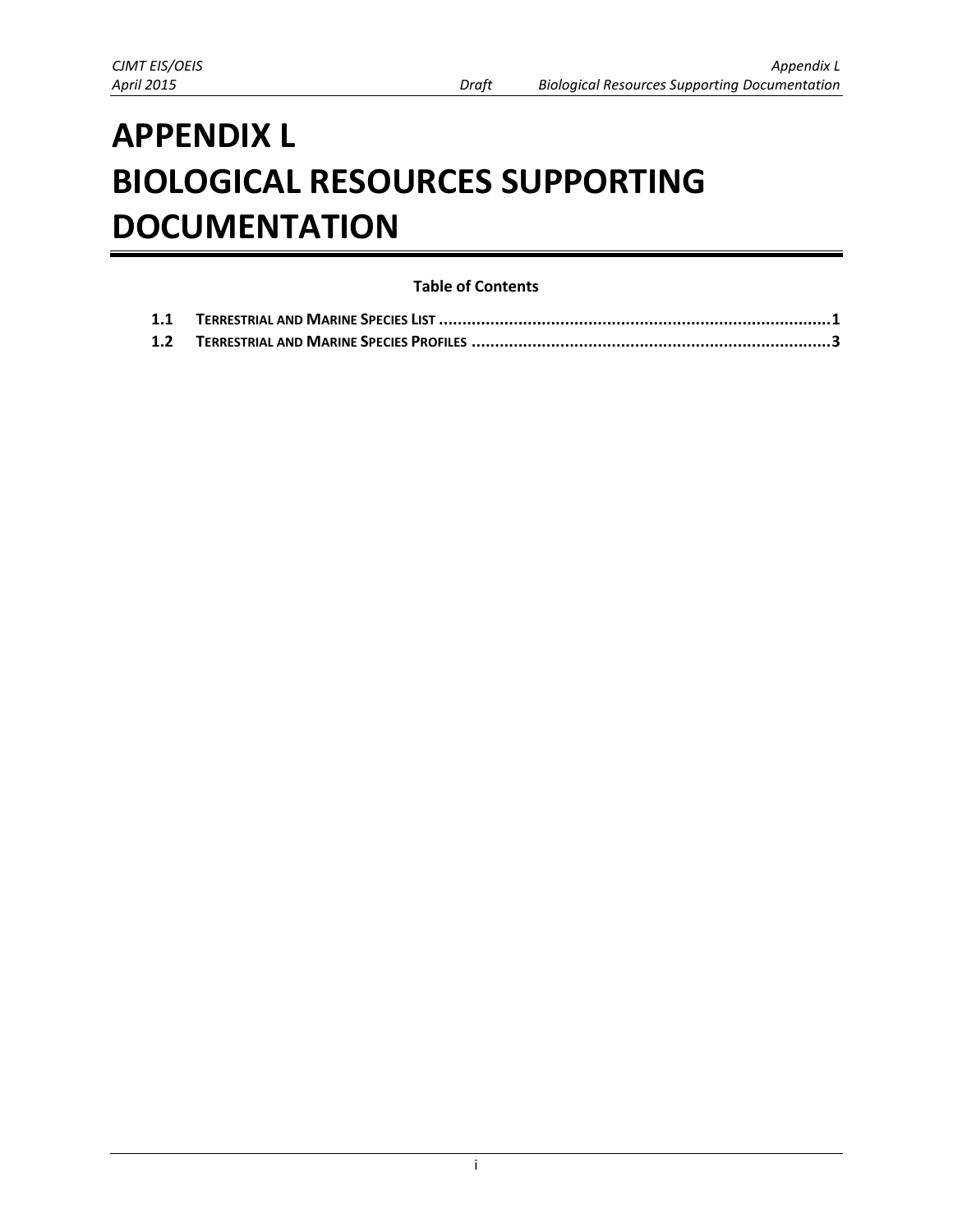# APPENDIX L
# BIOLOGICAL RESOURCES SUPPORTING DOCUMENTATION

**Table of Contents**

**1.1 TERRESTRIAL AND MARINE SPECIES LIST ....................................................................................1**

**1.2 TERRESTRIAL AND MARINE SPECIES PROFILES ............................................................................3**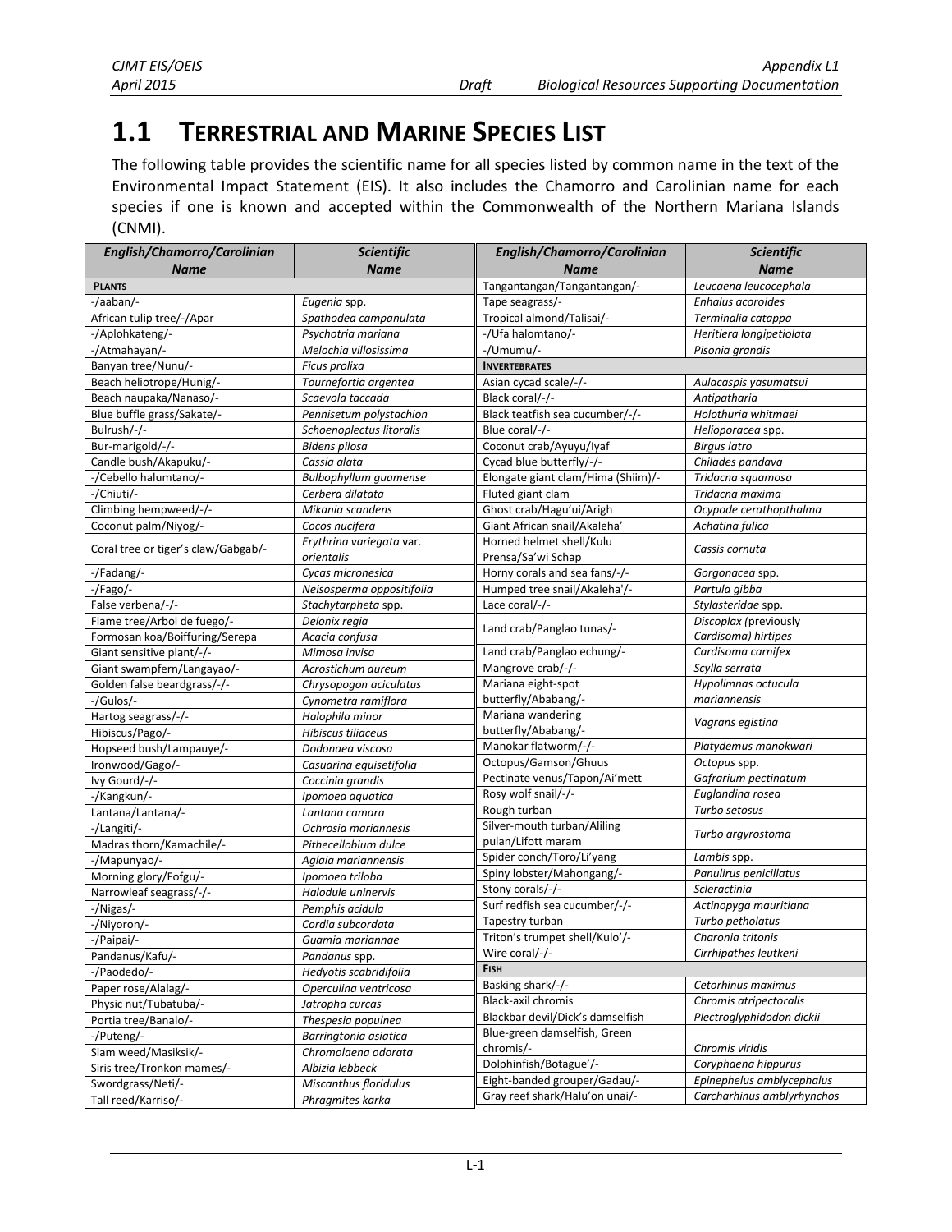# 1.1 TERRESTRIAL AND MARINE SPECIES LIST

The following table provides the scientific name for all species listed by common name in the text of the Environmental Impact Statement (EIS). It also includes the Chamorro and Carolinian name for each species if one is known and accepted within the Commonwealth of the Northern Mariana Islands (CNMI).

| ***English/Chamorro/Carolinian Name*** | ***Scientific Name*** |
|---|---|
| **PLANTS** | |
| -/aaban/- | *Eugenia* spp. |
| African tulip tree/-/Apar | *Spathodea campanulata* |
| -/Aplohkateng/- | *Psychotria mariana* |
| -/Atmahayan/- | *Melochia villosissima* |
| Banyan tree/Nunu/- | *Ficus prolixa* |
| Beach heliotrope/Hunig/- | *Tournefortia argentea* |
| Beach naupaka/Nanaso/- | *Scaevola taccada* |
| Blue buffle grass/Sakate/- | *Pennisetum polystachion* |
| Bulrush/-/- | *Schoenoplectus litoralis* |
| Bur-marigold/-/- | *Bidens pilosa* |
| Candle bush/Akapuku/- | *Cassia alata* |
| -/Cebello halumtano/- | *Bulbophyllum guamense* |
| -/Chiuti/- | *Cerbera dilatata* |
| Climbing hempweed/-/- | *Mikania scandens* |
| Coconut palm/Niyog/- | *Cocos nucifera* |
| Coral tree or tiger's claw/Gabgab/- | *Erythrina variegata* var. *orientalis* |
| -/Fadang/- | *Cycas micronesica* |
| -/Fago/- | *Neisosperma oppositifolia* |
| False verbena/-/- | *Stachytarpheta* spp. |
| Flame tree/Arbol de fuego/- | *Delonix regia* |
| Formosan koa/Boiffuring/Serepa | *Acacia confusa* |
| Giant sensitive plant/-/- | *Mimosa invisa* |
| Giant swampfern/Langayao/- | *Acrostichum aureum* |
| Golden false beardgrass/-/- | *Chrysopogon aciculatus* |
| -/Gulos/- | *Cynometra ramiflora* |
| Hartog seagrass/-/- | *Halophila minor* |
| Hibiscus/Pago/- | *Hibiscus tiliaceus* |
| Hopseed bush/Lampauye/- | *Dodonaea viscosa* |
| Ironwood/Gago/- | *Casuarina equisetifolia* |
| Ivy Gourd/-/- | *Coccinia grandis* |
| -/Kangkun/- | *Ipomoea aquatica* |
| Lantana/Lantana/- | *Lantana camara* |
| -/Langiti/- | *Ochrosia mariannesis* |
| Madras thorn/Kamachile/- | *Pithecellobium dulce* |
| -/Mapunyao/- | *Aglaia mariannensis* |
| Morning glory/Fofgu/- | *Ipomoea triloba* |
| Narrowleaf seagrass/-/- | *Halodule uninervis* |
| -/Nigas/- | *Pemphis acidula* |
| -/Niyoron/- | *Cordia subcordata* |
| -/Paipai/- | *Guamia mariannae* |
| Pandanus/Kafu/- | *Pandanus* spp. |
| -/Paodedo/- | *Hedyotis scabridifolia* |
| Paper rose/Alalag/- | *Operculina ventricosa* |
| Physic nut/Tubatuba/- | *Jatropha curcas* |
| Portia tree/Banalo/- | *Thespesia populnea* |
| -/Puteng/- | *Barringtonia asiatica* |
| Siam weed/Masiksik/- | *Chromolaena odorata* |
| Siris tree/Tronkon mames/- | *Albizia lebbeck* |
| Swordgrass/Neti/- | *Miscanthus floridulus* |
| Tall reed/Karriso/- | *Phragmites karka* |
| Tangantangan/Tangantangan/- | *Leucaena leucocephala* |
| Tape seagrass/- | *Enhalus acoroides* |
| Tropical almond/Talisai/- | *Terminalia catappa* |
| -/Ufa halomtano/- | *Heritiera longipetiolata* |
| -/Umumu/- | *Pisonia grandis* |
| **INVERTEBRATES** | |
| Asian cycad scale/-/- | *Aulacaspis yasumatsui* |
| Black coral/-/- | *Antipatharia* |
| Black teatfish sea cucumber/-/- | *Holothuria whitmaei* |
| Blue coral/-/- | *Helioporacea* spp. |
| Coconut crab/Ayuyu/Iyaf | *Birgus latro* |
| Cycad blue butterfly/-/- | *Chilades pandava* |
| Elongate giant clam/Hima (Shiim)/- | *Tridacna squamosa* |
| Fluted giant clam | *Tridacna maxima* |
| Ghost crab/Hagu'ui/Arigh | *Ocypode cerathopthalma* |
| Giant African snail/Akaleha' | *Achatina fulica* |
| Horned helmet shell/Kulu Prensa/Sa'wi Schap | *Cassis cornuta* |
| Horny corals and sea fans/-/- | *Gorgonacea* spp. |
| Humped tree snail/Akaleha'/- | *Partula gibba* |
| Lace coral/-/- | *Stylasteridae* spp. |
| Land crab/Panglao tunas/- | *Discoplax (*previously *Cardisoma) hirtipes* |
| Land crab/Panglao echung/- | *Cardisoma carnifex* |
| Mangrove crab/-/- | *Scylla serrata* |
| Mariana eight-spot butterfly/Ababang/- | *Hypolimnas octucula mariannensis* |
| Mariana wandering butterfly/Ababang/- | *Vagrans egistina* |
| Manokar flatworm/-/- | *Platydemus manokwari* |
| Octopus/Gamson/Ghuus | *Octopus* spp. |
| Pectinate venus/Tapon/Ai'mett | *Gafrarium pectinatum* |
| Rosy wolf snail/-/- | *Euglandina rosea* |
| Rough turban | *Turbo setosus* |
| Silver-mouth turban/Aliling pulan/Lifott maram | *Turbo argyrostoma* |
| Spider conch/Toro/Li'yang | *Lambis* spp. |
| Spiny lobster/Mahongang/- | *Panulirus penicillatus* |
| Stony corals/-/- | *Scleractinia* |
| Surf redfish sea cucumber/-/- | *Actinopyga mauritiana* |
| Tapestry turban | *Turbo petholatus* |
| Triton's trumpet shell/Kulo'/- | *Charonia tritonis* |
| Wire coral/-/- | *Cirrhipathes leutkeni* |
| **FISH** | |
| Basking shark/-/- | *Cetorhinus maximus* |
| Black-axil chromis | *Chromis atripectoralis* |
| Blackbar devil/Dick's damselfish | *Plectroglyphidodon dickii* |
| Blue-green damselfish, Green chromis/- | *Chromis viridis* |
| Dolphinfish/Botague'/- | *Coryphaena hippurus* |
| Eight-banded grouper/Gadau/- | *Epinephelus amblycephalus* |
| Gray reef shark/Halu'on unai/- | *Carcharhinus amblyrhynchos* |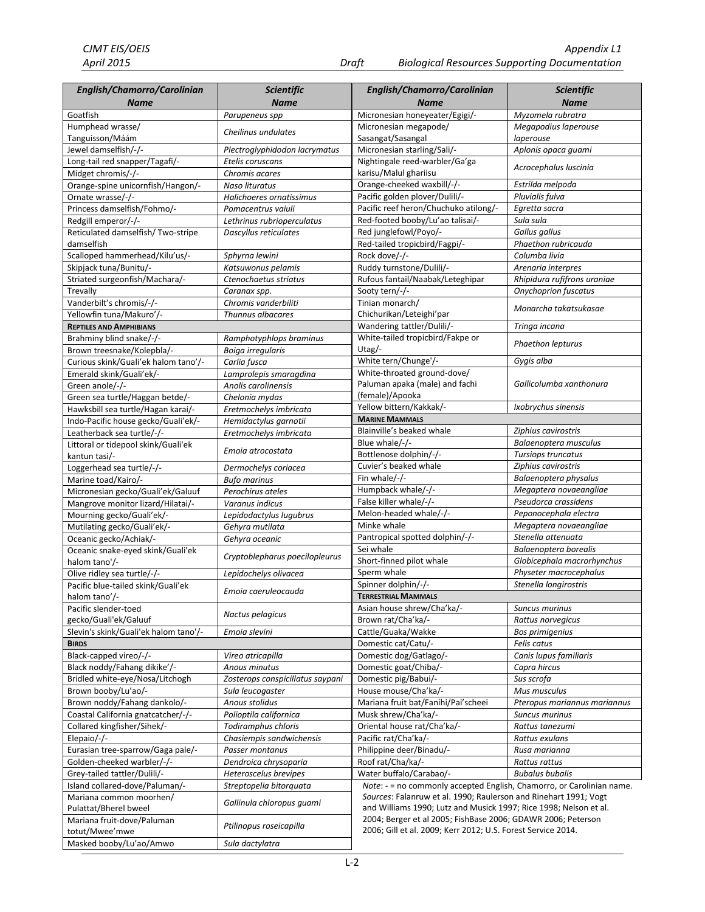| English/Chamorro/Carolinian Name | Scientific Name |
|---|---|
| Goatfish | *Parupeneus spp* |
| Humphead wrasse/ Tanguisson/Mááм | *Cheilinus undulates* |
| Jewel damselfish/-/- | *Plectroglyphidodon lacrymatus* |
| Long-tail red snapper/Tagafi/- | *Etelis coruscans* |
| Midget chromis/-/- | *Chromis acares* |
| Orange-spine unicornfish/Hangon/- | *Naso lituratus* |
| Ornate wrasse/-/- | *Halichoeres ornatissimus* |
| Princess damselfish/Fohmo/- | *Pomacentrus vaiuli* |
| Redgill emperor/-/- | *Lethrinus rubrioperculatus* |
| Reticulated damselfish/ Two-stripe damselfish | *Dascyllus reticulates* |
| Scalloped hammerhead/Kilu'us/- | *Sphyrna lewini* |
| Skipjack tuna/Bunitu/- | *Katsuwonus pelamis* |
| Striated surgeonfish/Machara/- | *Ctenochaetus striatus* |
| Trevally | *Caranax spp.* |
| Vanderbilt's chromis/-/- | *Chromis vanderbiliti* |
| Yellowfin tuna/Makuro'/- | *Thunnus albacares* |
| **Reptiles and Amphibians** | |
| Brahminy blind snake/-/- | *Ramphotyphlops braminus* |
| Brown treesnake/Kolepbla/- | *Boiga irregularis* |
| Curious skink/Guali'ek halom tano'/- | *Carlia fusca* |
| Emerald skink/Guali'ek/- | *Lamprolepis smaragdina* |
| Green anole/-/- | *Anolis carolinensis* |
| Green sea turtle/Haggan betde/- | *Chelonia mydas* |
| Hawksbill sea turtle/Hagan karai/- | *Eretmochelys imbricata* |
| Indo-Pacific house gecko/Guali'ek/- | *Hemidactylus garnotii* |
| Leatherback sea turtle/-/- | *Eretmochelys imbricata* |
| Littoral or tidepool skink/Guali'ek kantun tasi/- | *Emoia atrocostata* |
| Loggerhead sea turtle/-/- | *Dermochelys coriacea* |
| Marine toad/Kairo/- | *Bufo marinus* |
| Micronesian gecko/Guali'ek/Galuuf | *Perochirus ateles* |
| Mangrove monitor lizard/Hilatai/- | *Varanus indicus* |
| Mourning gecko/Guali'ek/- | *Lepidodactylus lugubrus* |
| Mutilating gecko/Guali'ek/- | *Gehyra mutilata* |
| Oceanic gecko/Achiak/- | *Gehyra oceanic* |
| Oceanic snake-eyed skink/Guali'ek halom tano'/- | *Cryptoblepharus poecilopleurus* |
| Olive ridley sea turtle/-/- | *Lepidochelys olivacea* |
| Pacific blue-tailed skink/Guali'ek halom tano'/- | *Emoia caeruleocauda* |
| Pacific slender-toed gecko/Guali'ek/Galuuf | *Nactus pelagicus* |
| Slevin's skink/Guali'ek halom tano'/- | *Emoia slevini* |
| **Birds** | |
| Black-capped vireo/-/- | *Vireo atricapilla* |
| Black noddy/Fahang dikike'/- | *Anous minutus* |
| Bridled white-eye/Nosa/Litchogh | *Zosterops conspicillatus saypani* |
| Brown booby/Lu'ao/- | *Sula leucogaster* |
| Brown noddy/Fahang dankolo/- | *Anous stolidus* |
| Coastal California gnatcatcher/-/- | *Polioptila californica* |
| Collared kingfisher/Sihek/- | *Todiramphus chloris* |
| Elepaio/-/- | *Chasiempis sandwichensis* |
| Eurasian tree-sparrow/Gaga pale/- | *Passer montanus* |
| Golden-cheeked warbler/-/- | *Dendroica chrysoparia* |
| Grey-tailed tattler/Dulili/- | *Heteroscelus brevipes* |
| Island collared-dove/Paluman/- | *Streptopelia bitorquata* |
| Mariana common moorhen/ Pulattat/Bherel bweel | *Gallinula chloropus guami* |
| Mariana fruit-dove/Paluman totut/Mwee'mwe | *Ptilinopus roseicapilla* |
| Masked booby/Lu'ao/Amwo | *Sula dactylatra* |
| Micronesian honeyeater/Egigi/- | *Myzomela rubratra* |
| Micronesian megapode/ Sasangat/Sasangal | *Megapodius laperouse laperouse* |
| Micronesian starling/Sali/- | *Aplonis opaca guami* |
| Nightingale reed-warbler/Ga'ga karisu/Malul ghariisu | *Acrocephalus luscinia* |
| Orange-cheeked waxbill/-/- | *Estrilda melpoda* |
| Pacific golden plover/Dulili/- | *Pluvialis fulva* |
| Pacific reef heron/Chuchuko atilong/- | *Egretta sacra* |
| Red-footed booby/Lu'ao talisai/- | *Sula sula* |
| Red junglefowl/Poyo/- | *Gallus gallus* |
| Red-tailed tropicbird/Fagpi/- | *Phaethon rubricauda* |
| Rock dove/-/- | *Columba livia* |
| Ruddy turnstone/Dulili/- | *Arenaria interpres* |
| Rufous fantail/Naabak/Leteghipar | *Rhipidura rufifrons uraniae* |
| Sooty tern/-/- | *Onychoprion fuscatus* |
| Tinian monarch/ Chichurikan/Leteighi'par | *Monarcha takatsukasae* |
| Wandering tattler/Dulili/- | *Tringa incana* |
| White-tailed tropicbird/Fakpe or Utag/- | *Phaethon lepturus* |
| White tern/Chunge'/- | *Gygis alba* |
| White-throated ground-dove/ Paluman apaka (male) and fachi (female)/Apooka | *Gallicolumba xanthonura* |
| Yellow bittern/Kakkak/- | *Ixobrychus sinensis* |
| **Marine Mammals** | |
| Blainville's beaked whale | *Ziphius cavirostris* |
| Blue whale/-/- | *Balaenoptera musculus* |
| Bottlenose dolphin/-/- | *Tursiops truncatus* |
| Cuvier's beaked whale | *Ziphius cavirostris* |
| Fin whale/-/- | *Balaenoptera physalus* |
| Humpback whale/-/- | *Megaptera novaeangliae* |
| False killer whale/-/- | *Pseudorca crassidens* |
| Melon-headed whale/-/- | *Peponocephala electra* |
| Minke whale | *Megaptera novaeangliae* |
| Pantropical spotted dolphin/-/- | *Stenella attenuata* |
| Sei whale | *Balaenoptera borealis* |
| Short-finned pilot whale | *Globicephala macrorhynchus* |
| Sperm whale | *Physeter macrocephalus* |
| Spinner dolphin/-/- | *Stenella longirostris* |
| **Terrestrial Mammals** | |
| Asian house shrew/Cha'ka/- | *Suncus murinus* |
| Brown rat/Cha'ka/- | *Rattus norvegicus* |
| Cattle/Guaka/Wakke | *Bos primigenius* |
| Domestic cat/Catu/- | *Felis catus* |
| Domestic dog/Gatlago/- | *Canis lupus familiaris* |
| Domestic goat/Chiba/- | *Capra hircus* |
| Domestic pig/Babui/- | *Sus scrofa* |
| House mouse/Cha'ka/- | *Mus musculus* |
| Mariana fruit bat/Fanihi/Pai'scheei | *Pteropus mariannus mariannus* |
| Musk shrew/Cha'ka/- | *Suncus murinus* |
| Oriental house rat/Cha'ka/- | *Rattus tanezumi* |
| Pacific rat/Cha'ka/- | *Rattus exulans* |
| Philippine deer/Binadu/- | *Rusa marianna* |
| Roof rat/Cha/ka/- | *Rattus rattus* |
| Water buffalo/Carabao/- | *Bubalus bubalis* |

*Note*: - = no commonly accepted English, Chamorro, or Carolinian name.
*Sources*: Falanruw et al. 1990; Raulerson and Rinehart 1991; Vogt and Williams 1990; Lutz and Musick 1997; Rice 1998; Nelson et al. 2004; Berger et al 2005; FishBase 2006; GDAWR 2006; Peterson 2006; Gill et al. 2009; Kerr 2012; U.S. Forest Service 2014.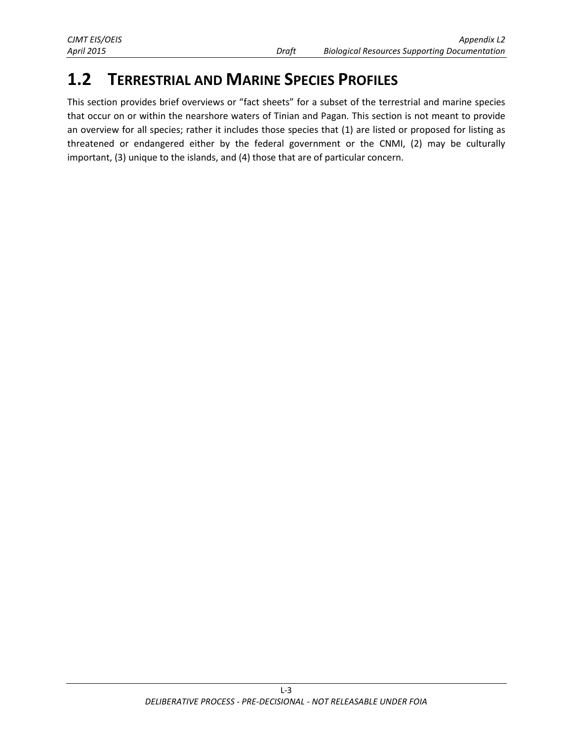## 1.2 TERRESTRIAL AND MARINE SPECIES PROFILES

This section provides brief overviews or "fact sheets" for a subset of the terrestrial and marine species that occur on or within the nearshore waters of Tinian and Pagan. This section is not meant to provide an overview for all species; rather it includes those species that (1) are listed or proposed for listing as threatened or endangered either by the federal government or the CNMI, (2) may be culturally important, (3) unique to the islands, and (4) those that are of particular concern.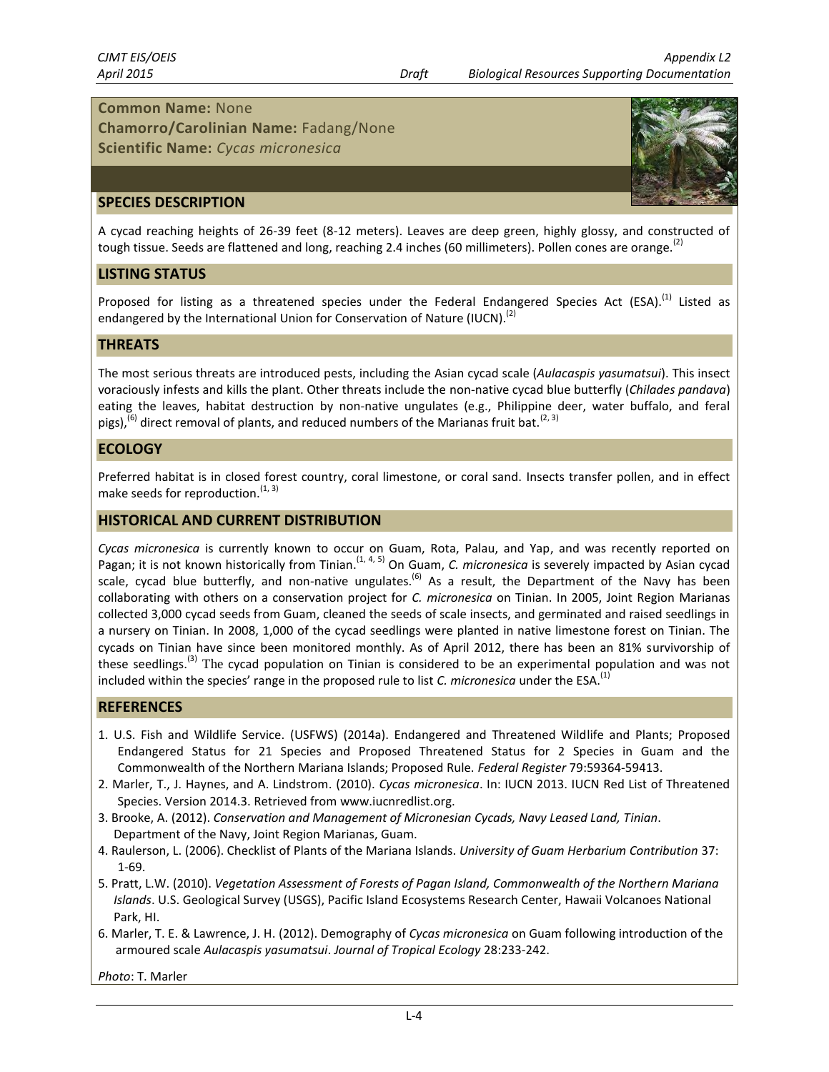**Common Name:** None
**Chamorro/Carolinian Name:** Fadang/None
**Scientific Name:** *Cycas micronesica*

## SPECIES DESCRIPTION

A cycad reaching heights of 26-39 feet (8-12 meters). Leaves are deep green, highly glossy, and constructed of tough tissue. Seeds are flattened and long, reaching 2.4 inches (60 millimeters). Pollen cones are orange.[2]

## LISTING STATUS

Proposed for listing as a threatened species under the Federal Endangered Species Act (ESA).[1] Listed as endangered by the International Union for Conservation of Nature (IUCN).[2]

## THREATS

The most serious threats are introduced pests, including the Asian cycad scale (*Aulacaspis yasumatsui*). This insect voraciously infests and kills the plant. Other threats include the non-native cycad blue butterfly (*Chilades pandava*) eating the leaves, habitat destruction by non-native ungulates (e.g., Philippine deer, water buffalo, and feral pigs),[6] direct removal of plants, and reduced numbers of the Marianas fruit bat.[2, 3]

## ECOLOGY

Preferred habitat is in closed forest country, coral limestone, or coral sand. Insects transfer pollen, and in effect make seeds for reproduction.[1, 3]

## HISTORICAL AND CURRENT DISTRIBUTION

*Cycas micronesica* is currently known to occur on Guam, Rota, Palau, and Yap, and was recently reported on Pagan; it is not known historically from Tinian.[1, 4, 5] On Guam, *C. micronesica* is severely impacted by Asian cycad scale, cycad blue butterfly, and non-native ungulates.[6] As a result, the Department of the Navy has been collaborating with others on a conservation project for *C. micronesica* on Tinian. In 2005, Joint Region Marianas collected 3,000 cycad seeds from Guam, cleaned the seeds of scale insects, and germinated and raised seedlings in a nursery on Tinian. In 2008, 1,000 of the cycad seedlings were planted in native limestone forest on Tinian. The cycads on Tinian have since been monitored monthly. As of April 2012, there has been an 81% survivorship of these seedlings.[3] The cycad population on Tinian is considered to be an experimental population and was not included within the species' range in the proposed rule to list *C. micronesica* under the ESA.[1]

## REFERENCES

1. U.S. Fish and Wildlife Service. (USFWS) (2014a). Endangered and Threatened Wildlife and Plants; Proposed Endangered Status for 21 Species and Proposed Threatened Status for 2 Species in Guam and the Commonwealth of the Northern Mariana Islands; Proposed Rule. *Federal Register* 79:59364-59413.
2. Marler, T., J. Haynes, and A. Lindstrom. (2010). *Cycas micronesica*. In: IUCN 2013. IUCN Red List of Threatened Species. Version 2014.3. Retrieved from www.iucnredlist.org.
3. Brooke, A. (2012). *Conservation and Management of Micronesian Cycads, Navy Leased Land, Tinian*. Department of the Navy, Joint Region Marianas, Guam.
4. Raulerson, L. (2006). Checklist of Plants of the Mariana Islands. *University of Guam Herbarium Contribution* 37: 1-69.
5. Pratt, L.W. (2010). *Vegetation Assessment of Forests of Pagan Island, Commonwealth of the Northern Mariana Islands*. U.S. Geological Survey (USGS), Pacific Island Ecosystems Research Center, Hawaii Volcanoes National Park, HI.
6. Marler, T. E. & Lawrence, J. H. (2012). Demography of *Cycas micronesica* on Guam following introduction of the armoured scale *Aulacaspis yasumatsui*. *Journal of Tropical Ecology* 28:233-242.

*Photo*: T. Marler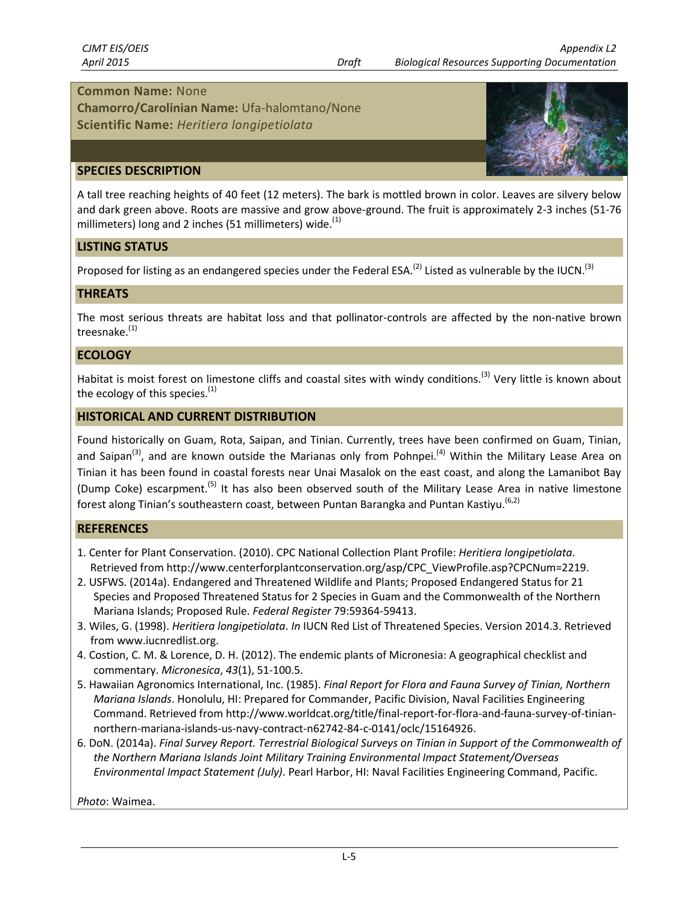**Common Name:** None
**Chamorro/Carolinian Name:** Ufa-halomtano/None
**Scientific Name:** *Heritiera longipetiolata*

## SPECIES DESCRIPTION

A tall tree reaching heights of 40 feet (12 meters). The bark is mottled brown in color. Leaves are silvery below and dark green above. Roots are massive and grow above-ground. The fruit is approximately 2-3 inches (51-76 millimeters) long and 2 inches (51 millimeters) wide.[1]

## LISTING STATUS

Proposed for listing as an endangered species under the Federal ESA.[2] Listed as vulnerable by the IUCN.[3]

## THREATS

The most serious threats are habitat loss and that pollinator-controls are affected by the non-native brown treesnake.[1]

## ECOLOGY

Habitat is moist forest on limestone cliffs and coastal sites with windy conditions.[3] Very little is known about the ecology of this species.[1]

## HISTORICAL AND CURRENT DISTRIBUTION

Found historically on Guam, Rota, Saipan, and Tinian. Currently, trees have been confirmed on Guam, Tinian, and Saipan[3], and are known outside the Marianas only from Pohnpei.[4] Within the Military Lease Area on Tinian it has been found in coastal forests near Unai Masalok on the east coast, and along the Lamanibot Bay (Dump Coke) escarpment.[5] It has also been observed south of the Military Lease Area in native limestone forest along Tinian's southeastern coast, between Puntan Barangka and Puntan Kastiyu.[6,2]

## REFERENCES

1. Center for Plant Conservation. (2010). CPC National Collection Plant Profile: *Heritiera longipetiolata*. Retrieved from http://www.centerforplantconservation.org/asp/CPC_ViewProfile.asp?CPCNum=2219.
2. USFWS. (2014a). Endangered and Threatened Wildlife and Plants; Proposed Endangered Status for 21 Species and Proposed Threatened Status for 2 Species in Guam and the Commonwealth of the Northern Mariana Islands; Proposed Rule. *Federal Register* 79:59364-59413.
3. Wiles, G. (1998). *Heritiera longipetiolata*. *In* IUCN Red List of Threatened Species. Version 2014.3. Retrieved from www.iucnredlist.org.
4. Costion, C. M. & Lorence, D. H. (2012). The endemic plants of Micronesia: A geographical checklist and commentary. *Micronesica*, *43*(1), 51-100.5.
5. Hawaiian Agronomics International, Inc. (1985). *Final Report for Flora and Fauna Survey of Tinian, Northern Mariana Islands*. Honolulu, HI: Prepared for Commander, Pacific Division, Naval Facilities Engineering Command. Retrieved from http://www.worldcat.org/title/final-report-for-flora-and-fauna-survey-of-tinian-northern-mariana-islands-us-navy-contract-n62742-84-c-0141/oclc/15164926.
6. DoN. (2014a). *Final Survey Report. Terrestrial Biological Surveys on Tinian in Support of the Commonwealth of the Northern Mariana Islands Joint Military Training Environmental Impact Statement/Overseas Environmental Impact Statement (July)*. Pearl Harbor, HI: Naval Facilities Engineering Command, Pacific.

*Photo*: Waimea.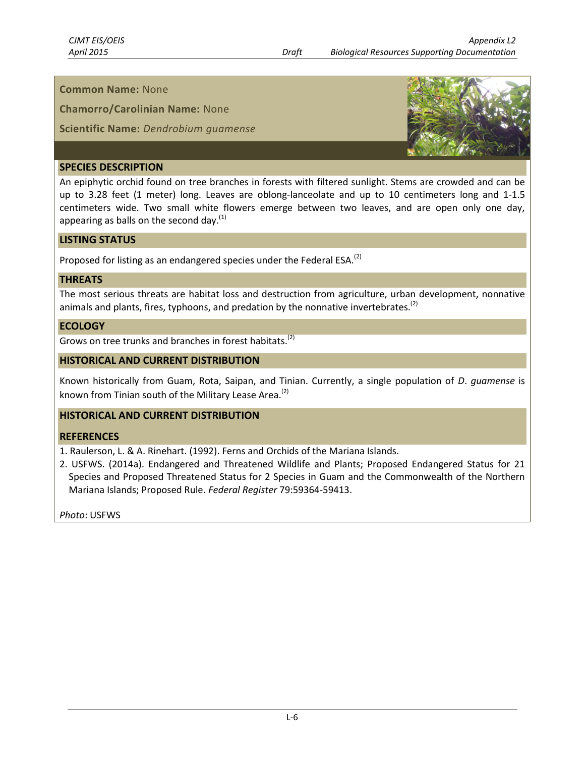**Common Name:** None

**Chamorro/Carolinian Name:** None

**Scientific Name:** *Dendrobium guamense*

## SPECIES DESCRIPTION

An epiphytic orchid found on tree branches in forests with filtered sunlight. Stems are crowded and can be up to 3.28 feet (1 meter) long. Leaves are oblong-lanceolate and up to 10 centimeters long and 1-1.5 centimeters wide. Two small white flowers emerge between two leaves, and are open only one day, appearing as balls on the second day.[1]

## LISTING STATUS

Proposed for listing as an endangered species under the Federal ESA.[2]

## THREATS

The most serious threats are habitat loss and destruction from agriculture, urban development, nonnative animals and plants, fires, typhoons, and predation by the nonnative invertebrates.[2]

## ECOLOGY

Grows on tree trunks and branches in forest habitats.[2]

## HISTORICAL AND CURRENT DISTRIBUTION

Known historically from Guam, Rota, Saipan, and Tinian. Currently, a single population of *D. guamense* is known from Tinian south of the Military Lease Area.[2]

## HISTORICAL AND CURRENT DISTRIBUTION

## REFERENCES

1. Raulerson, L. & A. Rinehart. (1992). Ferns and Orchids of the Mariana Islands.
2. USFWS. (2014a). Endangered and Threatened Wildlife and Plants; Proposed Endangered Status for 21 Species and Proposed Threatened Status for 2 Species in Guam and the Commonwealth of the Northern Mariana Islands; Proposed Rule. *Federal Register* 79:59364-59413.

*Photo*: USFWS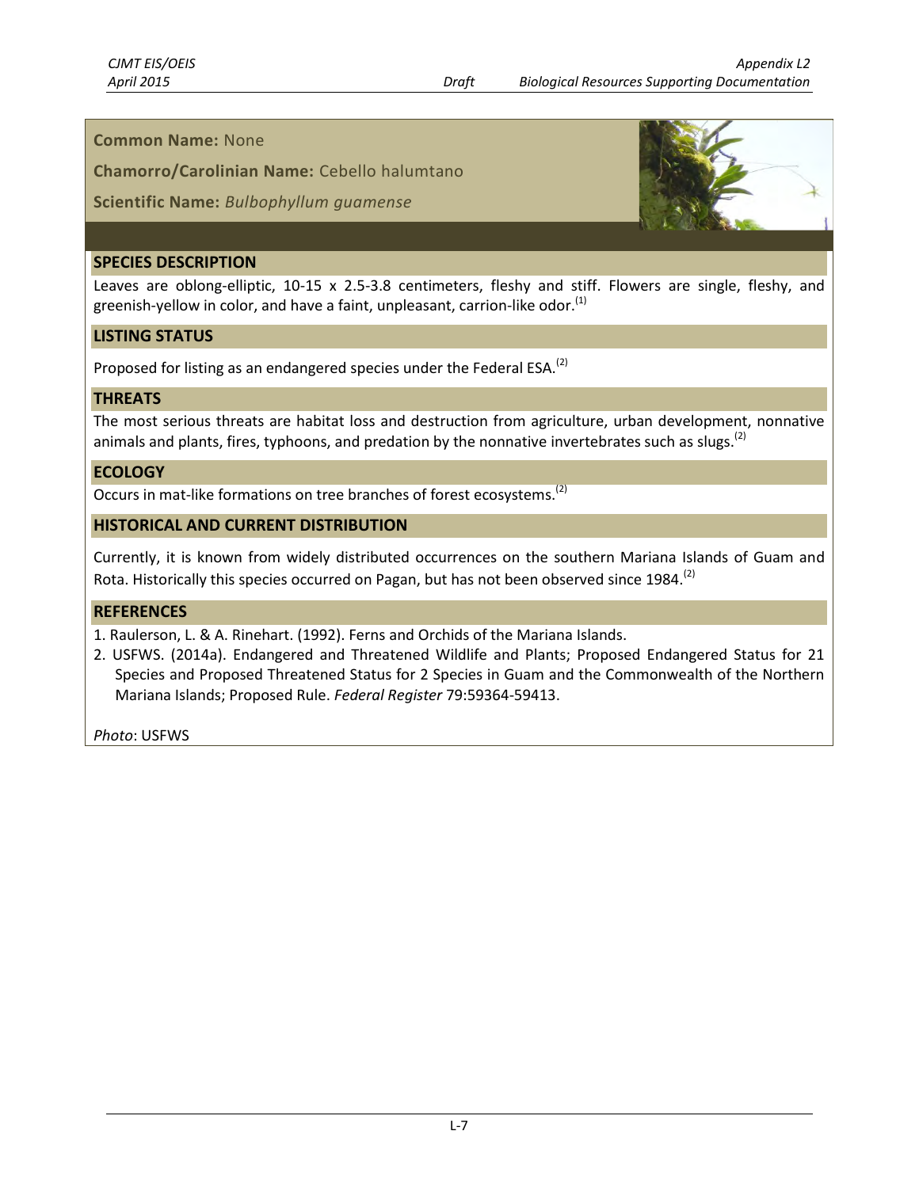**Common Name:** None

**Chamorro/Carolinian Name:** Cebello halumtano

**Scientific Name:** *Bulbophyllum guamense*

## SPECIES DESCRIPTION

Leaves are oblong-elliptic, 10-15 x 2.5-3.8 centimeters, fleshy and stiff. Flowers are single, fleshy, and greenish-yellow in color, and have a faint, unpleasant, carrion-like odor.[1]

## LISTING STATUS

Proposed for listing as an endangered species under the Federal ESA.[2]

## THREATS

The most serious threats are habitat loss and destruction from agriculture, urban development, nonnative animals and plants, fires, typhoons, and predation by the nonnative invertebrates such as slugs.[2]

## ECOLOGY

Occurs in mat-like formations on tree branches of forest ecosystems.[2]

## HISTORICAL AND CURRENT DISTRIBUTION

Currently, it is known from widely distributed occurrences on the southern Mariana Islands of Guam and Rota. Historically this species occurred on Pagan, but has not been observed since 1984.[2]

## REFERENCES

1. Raulerson, L. & A. Rinehart. (1992). Ferns and Orchids of the Mariana Islands.
2. USFWS. (2014a). Endangered and Threatened Wildlife and Plants; Proposed Endangered Status for 21 Species and Proposed Threatened Status for 2 Species in Guam and the Commonwealth of the Northern Mariana Islands; Proposed Rule. *Federal Register* 79:59364-59413.

*Photo*: USFWS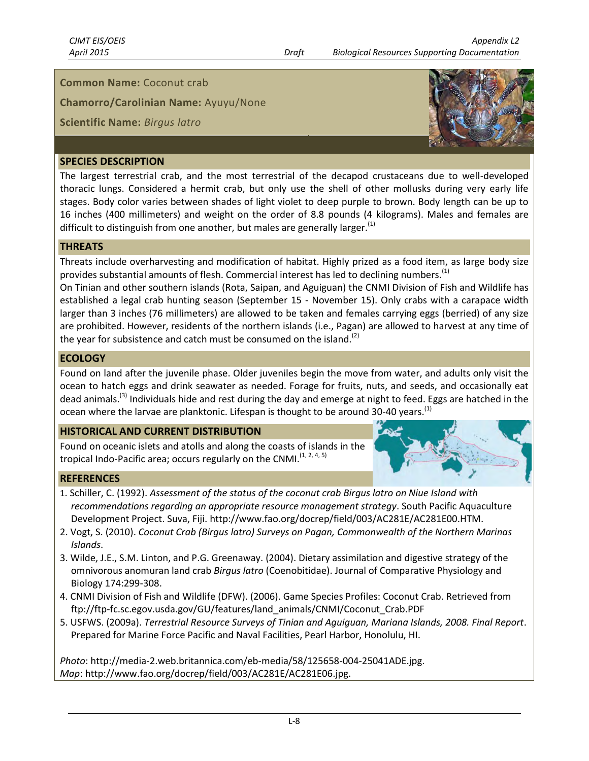**Common Name:** Coconut crab

**Chamorro/Carolinian Name:** Ayuyu/None

**Scientific Name:** *Birgus latro*

## SPECIES DESCRIPTION

The largest terrestrial crab, and the most terrestrial of the decapod crustaceans due to well-developed thoracic lungs. Considered a hermit crab, but only use the shell of other mollusks during very early life stages. Body color varies between shades of light violet to deep purple to brown. Body length can be up to 16 inches (400 millimeters) and weight on the order of 8.8 pounds (4 kilograms). Males and females are difficult to distinguish from one another, but males are generally larger.[1]

## THREATS

Threats include overharvesting and modification of habitat. Highly prized as a food item, as large body size provides substantial amounts of flesh. Commercial interest has led to declining numbers.[1]

On Tinian and other southern islands (Rota, Saipan, and Aguiguan) the CNMI Division of Fish and Wildlife has established a legal crab hunting season (September 15 - November 15). Only crabs with a carapace width larger than 3 inches (76 millimeters) are allowed to be taken and females carrying eggs (berried) of any size are prohibited. However, residents of the northern islands (i.e., Pagan) are allowed to harvest at any time of the year for subsistence and catch must be consumed on the island.[2]

## ECOLOGY

Found on land after the juvenile phase. Older juveniles begin the move from water, and adults only visit the ocean to hatch eggs and drink seawater as needed. Forage for fruits, nuts, and seeds, and occasionally eat dead animals.[3] Individuals hide and rest during the day and emerge at night to feed. Eggs are hatched in the ocean where the larvae are planktonic. Lifespan is thought to be around 30-40 years.[1]

## HISTORICAL AND CURRENT DISTRIBUTION

Found on oceanic islets and atolls and along the coasts of islands in the tropical Indo-Pacific area; occurs regularly on the CNMI.[1, 2, 4, 5]

## REFERENCES

1. Schiller, C. (1992). *Assessment of the status of the coconut crab Birgus latro on Niue Island with recommendations regarding an appropriate resource management strategy*. South Pacific Aquaculture Development Project. Suva, Fiji. http://www.fao.org/docrep/field/003/AC281E/AC281E00.HTM.
2. Vogt, S. (2010). *Coconut Crab (Birgus latro) Surveys on Pagan, Commonwealth of the Northern Marinas Islands*.
3. Wilde, J.E., S.M. Linton, and P.G. Greenaway. (2004). Dietary assimilation and digestive strategy of the omnivorous anomuran land crab *Birgus latro* (Coenobitidae). Journal of Comparative Physiology and Biology 174:299-308.
4. CNMI Division of Fish and Wildlife (DFW). (2006). Game Species Profiles: Coconut Crab. Retrieved from ftp://ftp-fc.sc.egov.usda.gov/GU/features/land_animals/CNMI/Coconut_Crab.PDF
5. USFWS. (2009a). *Terrestrial Resource Surveys of Tinian and Aguiguan, Mariana Islands, 2008. Final Report*. Prepared for Marine Force Pacific and Naval Facilities, Pearl Harbor, Honolulu, HI.

*Photo*: http://media-2.web.britannica.com/eb-media/58/125658-004-25041ADE.jpg.
*Map*: http://www.fao.org/docrep/field/003/AC281E/AC281E06.jpg.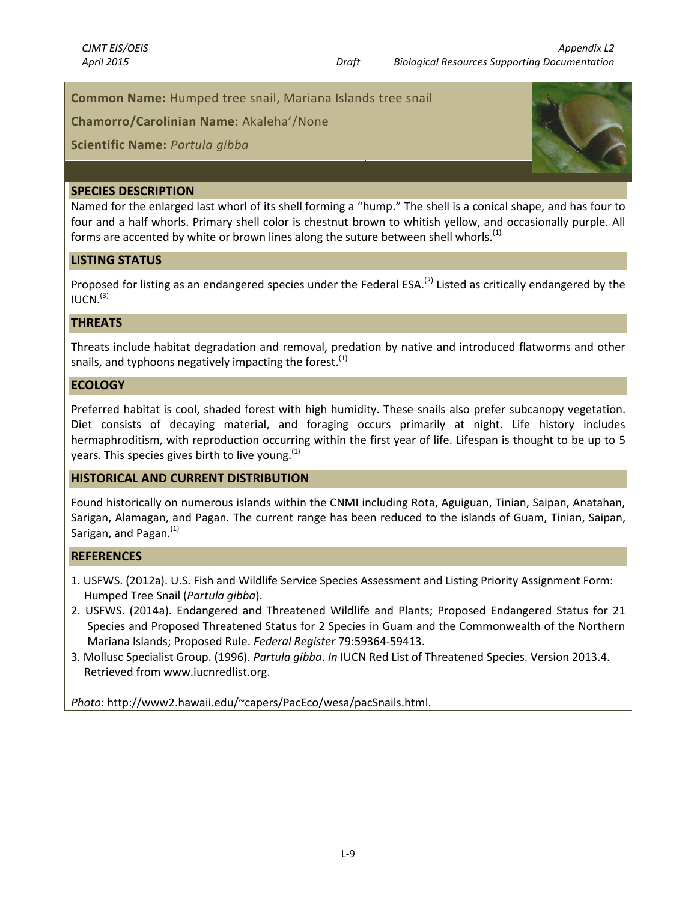**Common Name:** Humped tree snail, Mariana Islands tree snail

**Chamorro/Carolinian Name:** Akaleha'/None

**Scientific Name:** *Partula gibba*

## SPECIES DESCRIPTION

Named for the enlarged last whorl of its shell forming a "hump." The shell is a conical shape, and has four to four and a half whorls. Primary shell color is chestnut brown to whitish yellow, and occasionally purple. All forms are accented by white or brown lines along the suture between shell whorls.[1]

## LISTING STATUS

Proposed for listing as an endangered species under the Federal ESA.[2] Listed as critically endangered by the IUCN.[3]

## THREATS

Threats include habitat degradation and removal, predation by native and introduced flatworms and other snails, and typhoons negatively impacting the forest.[1]

## ECOLOGY

Preferred habitat is cool, shaded forest with high humidity. These snails also prefer subcanopy vegetation. Diet consists of decaying material, and foraging occurs primarily at night. Life history includes hermaphroditism, with reproduction occurring within the first year of life. Lifespan is thought to be up to 5 years. This species gives birth to live young.[1]

## HISTORICAL AND CURRENT DISTRIBUTION

Found historically on numerous islands within the CNMI including Rota, Aguiguan, Tinian, Saipan, Anatahan, Sarigan, Alamagan, and Pagan. The current range has been reduced to the islands of Guam, Tinian, Saipan, Sarigan, and Pagan.[1]

## REFERENCES

1. USFWS. (2012a). U.S. Fish and Wildlife Service Species Assessment and Listing Priority Assignment Form: Humped Tree Snail (*Partula gibba*).
2. USFWS. (2014a). Endangered and Threatened Wildlife and Plants; Proposed Endangered Status for 21 Species and Proposed Threatened Status for 2 Species in Guam and the Commonwealth of the Northern Mariana Islands; Proposed Rule. *Federal Register* 79:59364-59413.
3. Mollusc Specialist Group. (1996). *Partula gibba*. *In* IUCN Red List of Threatened Species. Version 2013.4. Retrieved from www.iucnredlist.org.

*Photo*: http://www2.hawaii.edu/~capers/PacEco/wesa/pacSnails.html.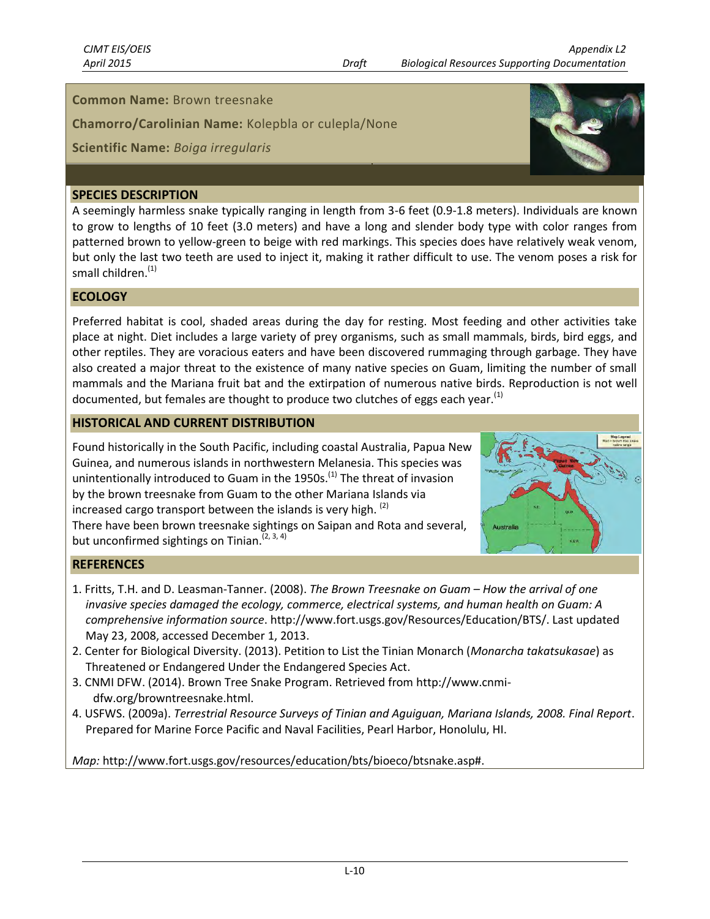**Common Name:** Brown treesnake

**Chamorro/Carolinian Name:** Kolepbla or culepla/None

**Scientific Name:** *Boiga irregularis*

## SPECIES DESCRIPTION

A seemingly harmless snake typically ranging in length from 3-6 feet (0.9-1.8 meters). Individuals are known to grow to lengths of 10 feet (3.0 meters) and have a long and slender body type with color ranges from patterned brown to yellow-green to beige with red markings. This species does have relatively weak venom, but only the last two teeth are used to inject it, making it rather difficult to use. The venom poses a risk for small children.[1]

## ECOLOGY

Preferred habitat is cool, shaded areas during the day for resting. Most feeding and other activities take place at night. Diet includes a large variety of prey organisms, such as small mammals, birds, bird eggs, and other reptiles. They are voracious eaters and have been discovered rummaging through garbage. They have also created a major threat to the existence of many native species on Guam, limiting the number of small mammals and the Mariana fruit bat and the extirpation of numerous native birds. Reproduction is not well documented, but females are thought to produce two clutches of eggs each year.[1]

## HISTORICAL AND CURRENT DISTRIBUTION

Found historically in the South Pacific, including coastal Australia, Papua New Guinea, and numerous islands in northwestern Melanesia. This species was unintentionally introduced to Guam in the 1950s.[1] The threat of invasion by the brown treesnake from Guam to the other Mariana Islands via increased cargo transport between the islands is very high. [2]
There have been brown treesnake sightings on Saipan and Rota and several, but unconfirmed sightings on Tinian.[2, 3, 4]

## REFERENCES

1. Fritts, T.H. and D. Leasman-Tanner. (2008). *The Brown Treesnake on Guam – How the arrival of one invasive species damaged the ecology, commerce, electrical systems, and human health on Guam: A comprehensive information source*. http://www.fort.usgs.gov/Resources/Education/BTS/. Last updated May 23, 2008, accessed December 1, 2013.
2. Center for Biological Diversity. (2013). Petition to List the Tinian Monarch (*Monarcha takatsukasae*) as Threatened or Endangered Under the Endangered Species Act.
3. CNMI DFW. (2014). Brown Tree Snake Program. Retrieved from http://www.cnmi-dfw.org/browntreesnake.html.
4. USFWS. (2009a). *Terrestrial Resource Surveys of Tinian and Aguiguan, Mariana Islands, 2008. Final Report*. Prepared for Marine Force Pacific and Naval Facilities, Pearl Harbor, Honolulu, HI.

*Map:* http://www.fort.usgs.gov/resources/education/bts/bioeco/btsnake.asp#.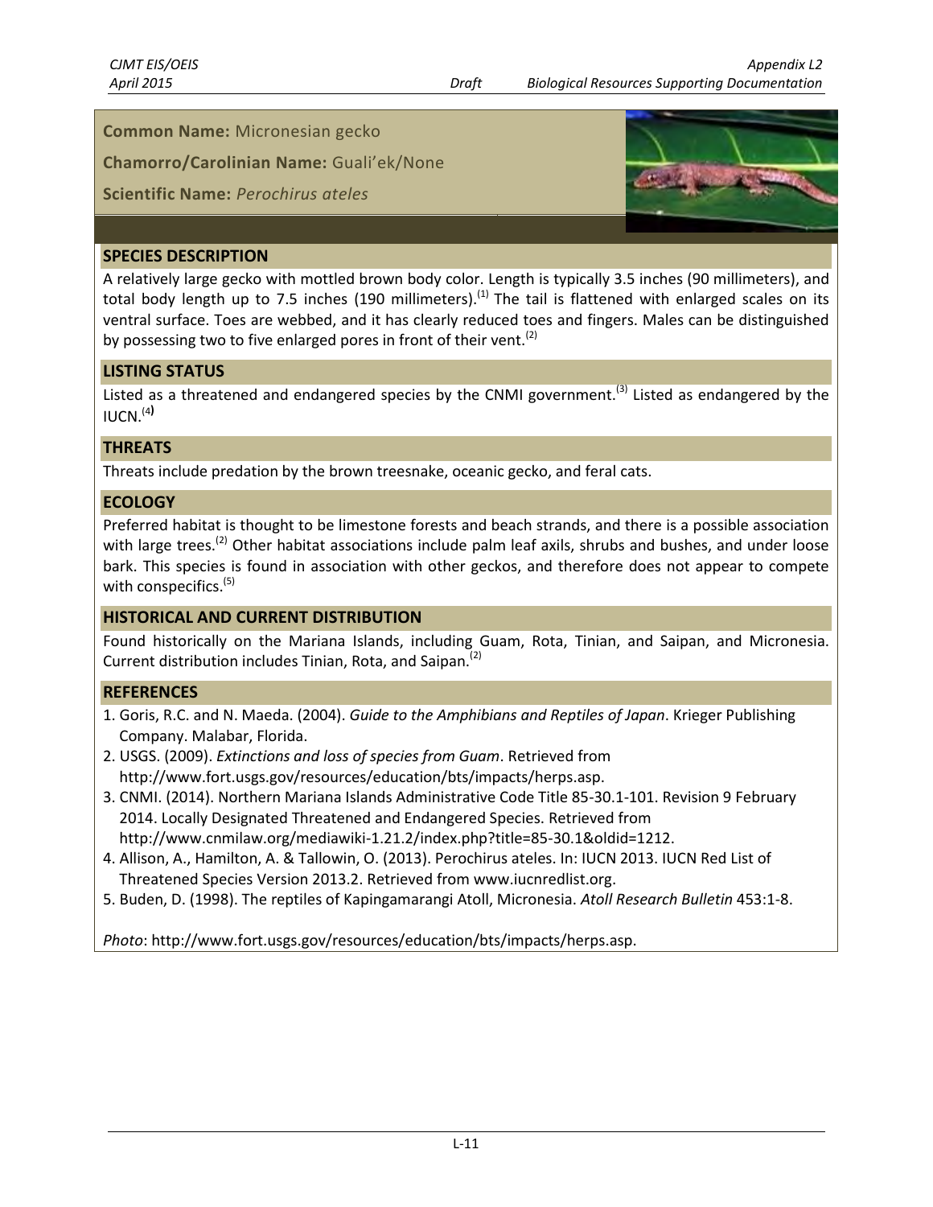**Common Name:** Micronesian gecko

**Chamorro/Carolinian Name:** Guali'ek/None

**Scientific Name:** *Perochirus ateles*

## SPECIES DESCRIPTION

A relatively large gecko with mottled brown body color. Length is typically 3.5 inches (90 millimeters), and total body length up to 7.5 inches (190 millimeters).[1] The tail is flattened with enlarged scales on its ventral surface. Toes are webbed, and it has clearly reduced toes and fingers. Males can be distinguished by possessing two to five enlarged pores in front of their vent.[2]

## LISTING STATUS

Listed as a threatened and endangered species by the CNMI government.[3] Listed as endangered by the IUCN.[4]

## THREATS

Threats include predation by the brown treesnake, oceanic gecko, and feral cats.

## ECOLOGY

Preferred habitat is thought to be limestone forests and beach strands, and there is a possible association with large trees.[2] Other habitat associations include palm leaf axils, shrubs and bushes, and under loose bark. This species is found in association with other geckos, and therefore does not appear to compete with conspecifics.[5]

## HISTORICAL AND CURRENT DISTRIBUTION

Found historically on the Mariana Islands, including Guam, Rota, Tinian, and Saipan, and Micronesia. Current distribution includes Tinian, Rota, and Saipan.[2]

## REFERENCES

1. Goris, R.C. and N. Maeda. (2004). *Guide to the Amphibians and Reptiles of Japan*. Krieger Publishing Company. Malabar, Florida.
2. USGS. (2009). *Extinctions and loss of species from Guam*. Retrieved from http://www.fort.usgs.gov/resources/education/bts/impacts/herps.asp.
3. CNMI. (2014). Northern Mariana Islands Administrative Code Title 85-30.1-101. Revision 9 February 2014. Locally Designated Threatened and Endangered Species. Retrieved from http://www.cnmilaw.org/mediawiki-1.21.2/index.php?title=85-30.1&oldid=1212.
4. Allison, A., Hamilton, A. & Tallowin, O. (2013). Perochirus ateles. In: IUCN 2013. IUCN Red List of Threatened Species Version 2013.2. Retrieved from www.iucnredlist.org.
5. Buden, D. (1998). The reptiles of Kapingamarangi Atoll, Micronesia. *Atoll Research Bulletin* 453:1-8.

*Photo*: http://www.fort.usgs.gov/resources/education/bts/impacts/herps.asp.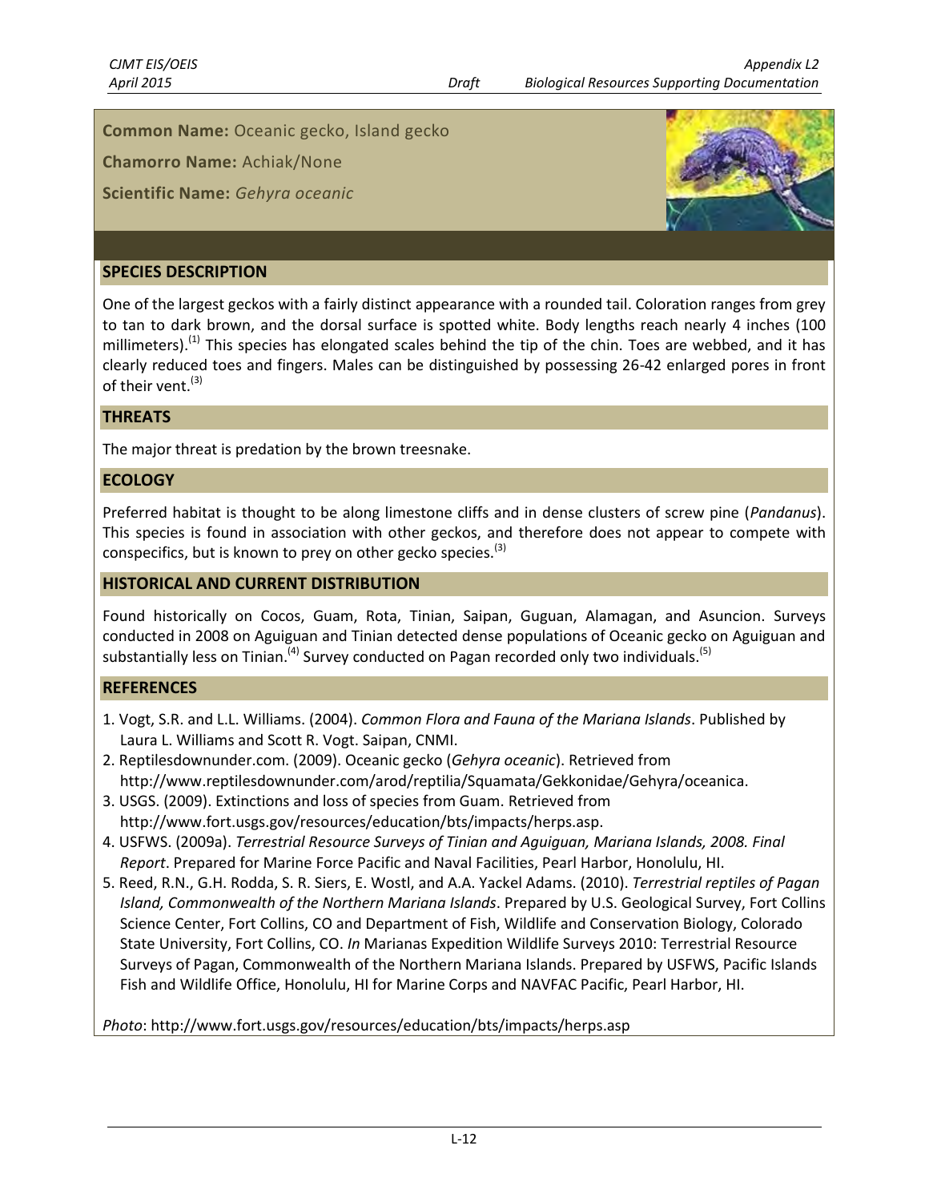**Common Name:** Oceanic gecko, Island gecko

**Chamorro Name:** Achiak/None

**Scientific Name:** *Gehyra oceanic*

## SPECIES DESCRIPTION

One of the largest geckos with a fairly distinct appearance with a rounded tail. Coloration ranges from grey to tan to dark brown, and the dorsal surface is spotted white. Body lengths reach nearly 4 inches (100 millimeters).[1] This species has elongated scales behind the tip of the chin. Toes are webbed, and it has clearly reduced toes and fingers. Males can be distinguished by possessing 26-42 enlarged pores in front of their vent.[3]

## THREATS

The major threat is predation by the brown treesnake.

## ECOLOGY

Preferred habitat is thought to be along limestone cliffs and in dense clusters of screw pine (*Pandanus*). This species is found in association with other geckos, and therefore does not appear to compete with conspecifics, but is known to prey on other gecko species.[3]

## HISTORICAL AND CURRENT DISTRIBUTION

Found historically on Cocos, Guam, Rota, Tinian, Saipan, Guguan, Alamagan, and Asuncion. Surveys conducted in 2008 on Aguiguan and Tinian detected dense populations of Oceanic gecko on Aguiguan and substantially less on Tinian.[4] Survey conducted on Pagan recorded only two individuals.[5]

## REFERENCES

1. Vogt, S.R. and L.L. Williams. (2004). *Common Flora and Fauna of the Mariana Islands*. Published by Laura L. Williams and Scott R. Vogt. Saipan, CNMI.
2. Reptilesdownunder.com. (2009). Oceanic gecko (*Gehyra oceanic*). Retrieved from http://www.reptilesdownunder.com/arod/reptilia/Squamata/Gekkonidae/Gehyra/oceanica.
3. USGS. (2009). Extinctions and loss of species from Guam. Retrieved from http://www.fort.usgs.gov/resources/education/bts/impacts/herps.asp.
4. USFWS. (2009a). *Terrestrial Resource Surveys of Tinian and Aguiguan, Mariana Islands, 2008. Final Report*. Prepared for Marine Force Pacific and Naval Facilities, Pearl Harbor, Honolulu, HI.
5. Reed, R.N., G.H. Rodda, S. R. Siers, E. Wostl, and A.A. Yackel Adams. (2010). *Terrestrial reptiles of Pagan Island, Commonwealth of the Northern Mariana Islands*. Prepared by U.S. Geological Survey, Fort Collins Science Center, Fort Collins, CO and Department of Fish, Wildlife and Conservation Biology, Colorado State University, Fort Collins, CO. *In* Marianas Expedition Wildlife Surveys 2010: Terrestrial Resource Surveys of Pagan, Commonwealth of the Northern Mariana Islands. Prepared by USFWS, Pacific Islands Fish and Wildlife Office, Honolulu, HI for Marine Corps and NAVFAC Pacific, Pearl Harbor, HI.

*Photo*: http://www.fort.usgs.gov/resources/education/bts/impacts/herps.asp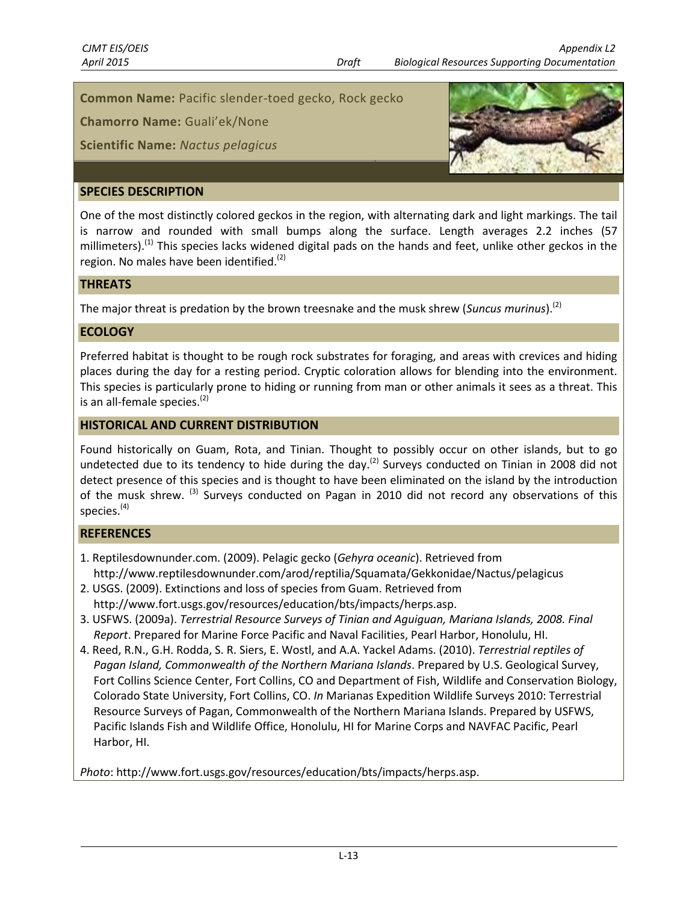**Common Name:** Pacific slender-toed gecko, Rock gecko

**Chamorro Name:** Guali'ek/None

**Scientific Name:** *Nactus pelagicus*

## SPECIES DESCRIPTION

One of the most distinctly colored geckos in the region, with alternating dark and light markings. The tail is narrow and rounded with small bumps along the surface. Length averages 2.2 inches (57 millimeters).[1] This species lacks widened digital pads on the hands and feet, unlike other geckos in the region. No males have been identified.[2]

## THREATS

The major threat is predation by the brown treesnake and the musk shrew (*Suncus murinus*).[2]

## ECOLOGY

Preferred habitat is thought to be rough rock substrates for foraging, and areas with crevices and hiding places during the day for a resting period. Cryptic coloration allows for blending into the environment. This species is particularly prone to hiding or running from man or other animals it sees as a threat. This is an all-female species.[2]

## HISTORICAL AND CURRENT DISTRIBUTION

Found historically on Guam, Rota, and Tinian. Thought to possibly occur on other islands, but to go undetected due to its tendency to hide during the day.[2] Surveys conducted on Tinian in 2008 did not detect presence of this species and is thought to have been eliminated on the island by the introduction of the musk shrew. [3] Surveys conducted on Pagan in 2010 did not record any observations of this species.[4]

## REFERENCES

1. Reptilesdownunder.com. (2009). Pelagic gecko (*Gehyra oceanic*). Retrieved from http://www.reptilesdownunder.com/arod/reptilia/Squamata/Gekkonidae/Nactus/pelagicus
2. USGS. (2009). Extinctions and loss of species from Guam. Retrieved from http://www.fort.usgs.gov/resources/education/bts/impacts/herps.asp.
3. USFWS. (2009a). *Terrestrial Resource Surveys of Tinian and Aguiguan, Mariana Islands, 2008. Final Report*. Prepared for Marine Force Pacific and Naval Facilities, Pearl Harbor, Honolulu, HI.
4. Reed, R.N., G.H. Rodda, S. R. Siers, E. Wostl, and A.A. Yackel Adams. (2010). *Terrestrial reptiles of Pagan Island, Commonwealth of the Northern Mariana Islands*. Prepared by U.S. Geological Survey, Fort Collins Science Center, Fort Collins, CO and Department of Fish, Wildlife and Conservation Biology, Colorado State University, Fort Collins, CO. *In* Marianas Expedition Wildlife Surveys 2010: Terrestrial Resource Surveys of Pagan, Commonwealth of the Northern Mariana Islands. Prepared by USFWS, Pacific Islands Fish and Wildlife Office, Honolulu, HI for Marine Corps and NAVFAC Pacific, Pearl Harbor, HI.

*Photo*: http://www.fort.usgs.gov/resources/education/bts/impacts/herps.asp.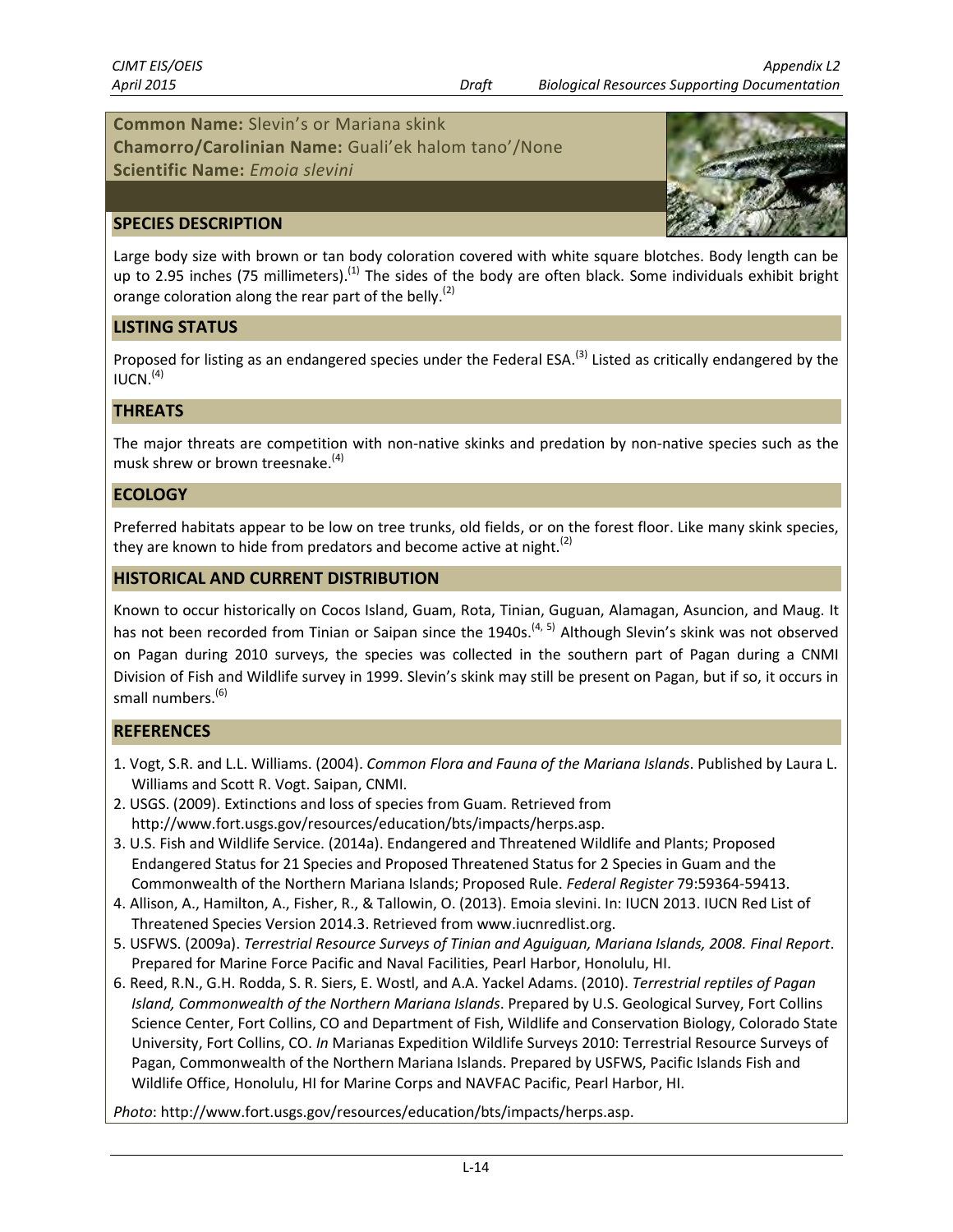**Common Name:** Slevin's or Mariana skink
**Chamorro/Carolinian Name:** Guali'ek halom tano'/None
**Scientific Name:** *Emoia slevini*

## SPECIES DESCRIPTION

Large body size with brown or tan body coloration covered with white square blotches. Body length can be up to 2.95 inches (75 millimeters).[1] The sides of the body are often black. Some individuals exhibit bright orange coloration along the rear part of the belly.[2]

## LISTING STATUS

Proposed for listing as an endangered species under the Federal ESA.[3] Listed as critically endangered by the IUCN.[4]

## THREATS

The major threats are competition with non-native skinks and predation by non-native species such as the musk shrew or brown treesnake.[4]

## ECOLOGY

Preferred habitats appear to be low on tree trunks, old fields, or on the forest floor. Like many skink species, they are known to hide from predators and become active at night.[2]

## HISTORICAL AND CURRENT DISTRIBUTION

Known to occur historically on Cocos Island, Guam, Rota, Tinian, Guguan, Alamagan, Asuncion, and Maug. It has not been recorded from Tinian or Saipan since the 1940s.[4, 5] Although Slevin's skink was not observed on Pagan during 2010 surveys, the species was collected in the southern part of Pagan during a CNMI Division of Fish and Wildlife survey in 1999. Slevin's skink may still be present on Pagan, but if so, it occurs in small numbers.[6]

## REFERENCES

1. Vogt, S.R. and L.L. Williams. (2004). *Common Flora and Fauna of the Mariana Islands*. Published by Laura L. Williams and Scott R. Vogt. Saipan, CNMI.
2. USGS. (2009). Extinctions and loss of species from Guam. Retrieved from http://www.fort.usgs.gov/resources/education/bts/impacts/herps.asp.
3. U.S. Fish and Wildlife Service. (2014a). Endangered and Threatened Wildlife and Plants; Proposed Endangered Status for 21 Species and Proposed Threatened Status for 2 Species in Guam and the Commonwealth of the Northern Mariana Islands; Proposed Rule. *Federal Register* 79:59364-59413.
4. Allison, A., Hamilton, A., Fisher, R., & Tallowin, O. (2013). Emoia slevini. In: IUCN 2013. IUCN Red List of Threatened Species Version 2014.3. Retrieved from www.iucnredlist.org.
5. USFWS. (2009a). *Terrestrial Resource Surveys of Tinian and Aguiguan, Mariana Islands, 2008. Final Report*. Prepared for Marine Force Pacific and Naval Facilities, Pearl Harbor, Honolulu, HI.
6. Reed, R.N., G.H. Rodda, S. R. Siers, E. Wostl, and A.A. Yackel Adams. (2010). *Terrestrial reptiles of Pagan Island, Commonwealth of the Northern Mariana Islands*. Prepared by U.S. Geological Survey, Fort Collins Science Center, Fort Collins, CO and Department of Fish, Wildlife and Conservation Biology, Colorado State University, Fort Collins, CO. *In* Marianas Expedition Wildlife Surveys 2010: Terrestrial Resource Surveys of Pagan, Commonwealth of the Northern Mariana Islands. Prepared by USFWS, Pacific Islands Fish and Wildlife Office, Honolulu, HI for Marine Corps and NAVFAC Pacific, Pearl Harbor, HI.

*Photo*: http://www.fort.usgs.gov/resources/education/bts/impacts/herps.asp.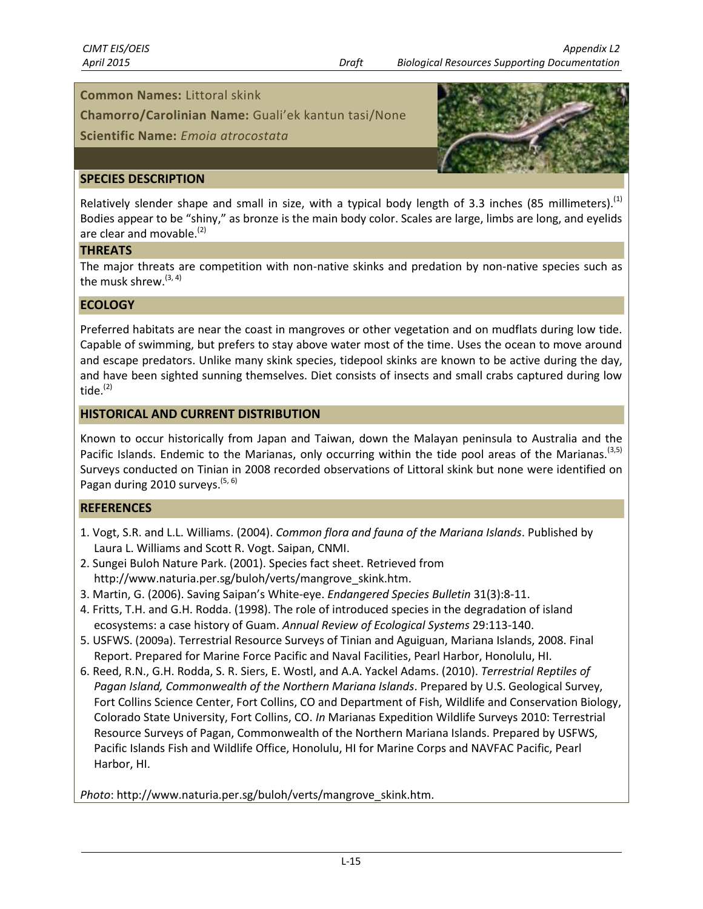**Common Names:** Littoral skink

**Chamorro/Carolinian Name:** Guali'ek kantun tasi/None

**Scientific Name:** *Emoia atrocostata*

## SPECIES DESCRIPTION

Relatively slender shape and small in size, with a typical body length of 3.3 inches (85 millimeters).[1] Bodies appear to be "shiny," as bronze is the main body color. Scales are large, limbs are long, and eyelids are clear and movable.[2]

## THREATS

The major threats are competition with non-native skinks and predation by non-native species such as the musk shrew.[3, 4]

## ECOLOGY

Preferred habitats are near the coast in mangroves or other vegetation and on mudflats during low tide. Capable of swimming, but prefers to stay above water most of the time. Uses the ocean to move around and escape predators. Unlike many skink species, tidepool skinks are known to be active during the day, and have been sighted sunning themselves. Diet consists of insects and small crabs captured during low tide.[2]

## HISTORICAL AND CURRENT DISTRIBUTION

Known to occur historically from Japan and Taiwan, down the Malayan peninsula to Australia and the Pacific Islands. Endemic to the Marianas, only occurring within the tide pool areas of the Marianas.[3,5] Surveys conducted on Tinian in 2008 recorded observations of Littoral skink but none were identified on Pagan during 2010 surveys.[5, 6]

## REFERENCES

1. Vogt, S.R. and L.L. Williams. (2004). *Common flora and fauna of the Mariana Islands*. Published by Laura L. Williams and Scott R. Vogt. Saipan, CNMI.
2. Sungei Buloh Nature Park. (2001). Species fact sheet. Retrieved from http://www.naturia.per.sg/buloh/verts/mangrove_skink.htm.
3. Martin, G. (2006). Saving Saipan's White-eye. *Endangered Species Bulletin* 31(3):8-11.
4. Fritts, T.H. and G.H. Rodda. (1998). The role of introduced species in the degradation of island ecosystems: a case history of Guam. *Annual Review of Ecological Systems* 29:113-140.
5. USFWS. (2009a). Terrestrial Resource Surveys of Tinian and Aguiguan, Mariana Islands, 2008. Final Report. Prepared for Marine Force Pacific and Naval Facilities, Pearl Harbor, Honolulu, HI.
6. Reed, R.N., G.H. Rodda, S. R. Siers, E. Wostl, and A.A. Yackel Adams. (2010). *Terrestrial Reptiles of Pagan Island, Commonwealth of the Northern Mariana Islands*. Prepared by U.S. Geological Survey, Fort Collins Science Center, Fort Collins, CO and Department of Fish, Wildlife and Conservation Biology, Colorado State University, Fort Collins, CO. *In* Marianas Expedition Wildlife Surveys 2010: Terrestrial Resource Surveys of Pagan, Commonwealth of the Northern Mariana Islands. Prepared by USFWS, Pacific Islands Fish and Wildlife Office, Honolulu, HI for Marine Corps and NAVFAC Pacific, Pearl Harbor, HI.

*Photo*: http://www.naturia.per.sg/buloh/verts/mangrove_skink.htm.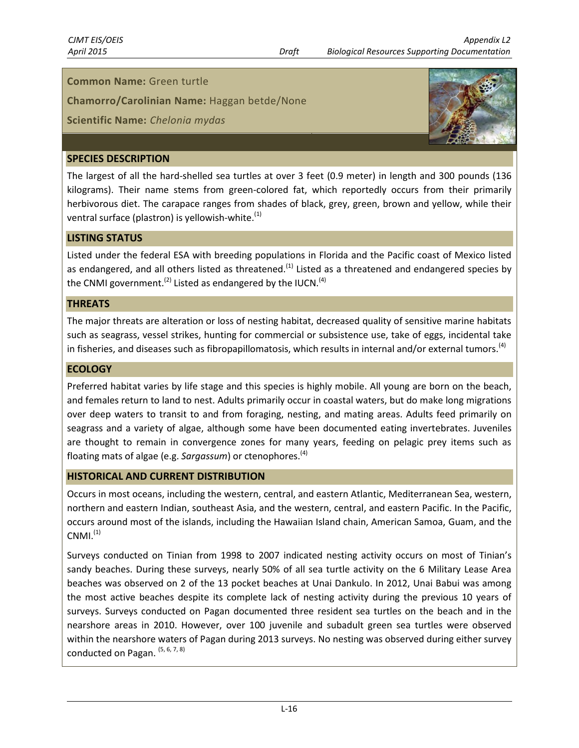**Common Name:** Green turtle

**Chamorro/Carolinian Name:** Haggan betde/None

**Scientific Name:** *Chelonia mydas*

## SPECIES DESCRIPTION

The largest of all the hard-shelled sea turtles at over 3 feet (0.9 meter) in length and 300 pounds (136 kilograms). Their name stems from green-colored fat, which reportedly occurs from their primarily herbivorous diet. The carapace ranges from shades of black, grey, green, brown and yellow, while their ventral surface (plastron) is yellowish-white.[1]

## LISTING STATUS

Listed under the federal ESA with breeding populations in Florida and the Pacific coast of Mexico listed as endangered, and all others listed as threatened.[1] Listed as a threatened and endangered species by the CNMI government.[2] Listed as endangered by the IUCN.[4]

## THREATS

The major threats are alteration or loss of nesting habitat, decreased quality of sensitive marine habitats such as seagrass, vessel strikes, hunting for commercial or subsistence use, take of eggs, incidental take in fisheries, and diseases such as fibropapillomatosis, which results in internal and/or external tumors.[4]

## ECOLOGY

Preferred habitat varies by life stage and this species is highly mobile. All young are born on the beach, and females return to land to nest. Adults primarily occur in coastal waters, but do make long migrations over deep waters to transit to and from foraging, nesting, and mating areas. Adults feed primarily on seagrass and a variety of algae, although some have been documented eating invertebrates. Juveniles are thought to remain in convergence zones for many years, feeding on pelagic prey items such as floating mats of algae (e.g. *Sargassum*) or ctenophores.[4]

## HISTORICAL AND CURRENT DISTRIBUTION

Occurs in most oceans, including the western, central, and eastern Atlantic, Mediterranean Sea, western, northern and eastern Indian, southeast Asia, and the western, central, and eastern Pacific. In the Pacific, occurs around most of the islands, including the Hawaiian Island chain, American Samoa, Guam, and the CNMI.[1]

Surveys conducted on Tinian from 1998 to 2007 indicated nesting activity occurs on most of Tinian's sandy beaches. During these surveys, nearly 50% of all sea turtle activity on the 6 Military Lease Area beaches was observed on 2 of the 13 pocket beaches at Unai Dankulo. In 2012, Unai Babui was among the most active beaches despite its complete lack of nesting activity during the previous 10 years of surveys. Surveys conducted on Pagan documented three resident sea turtles on the beach and in the nearshore areas in 2010. However, over 100 juvenile and subadult green sea turtles were observed within the nearshore waters of Pagan during 2013 surveys. No nesting was observed during either survey conducted on Pagan. [5, 6, 7, 8]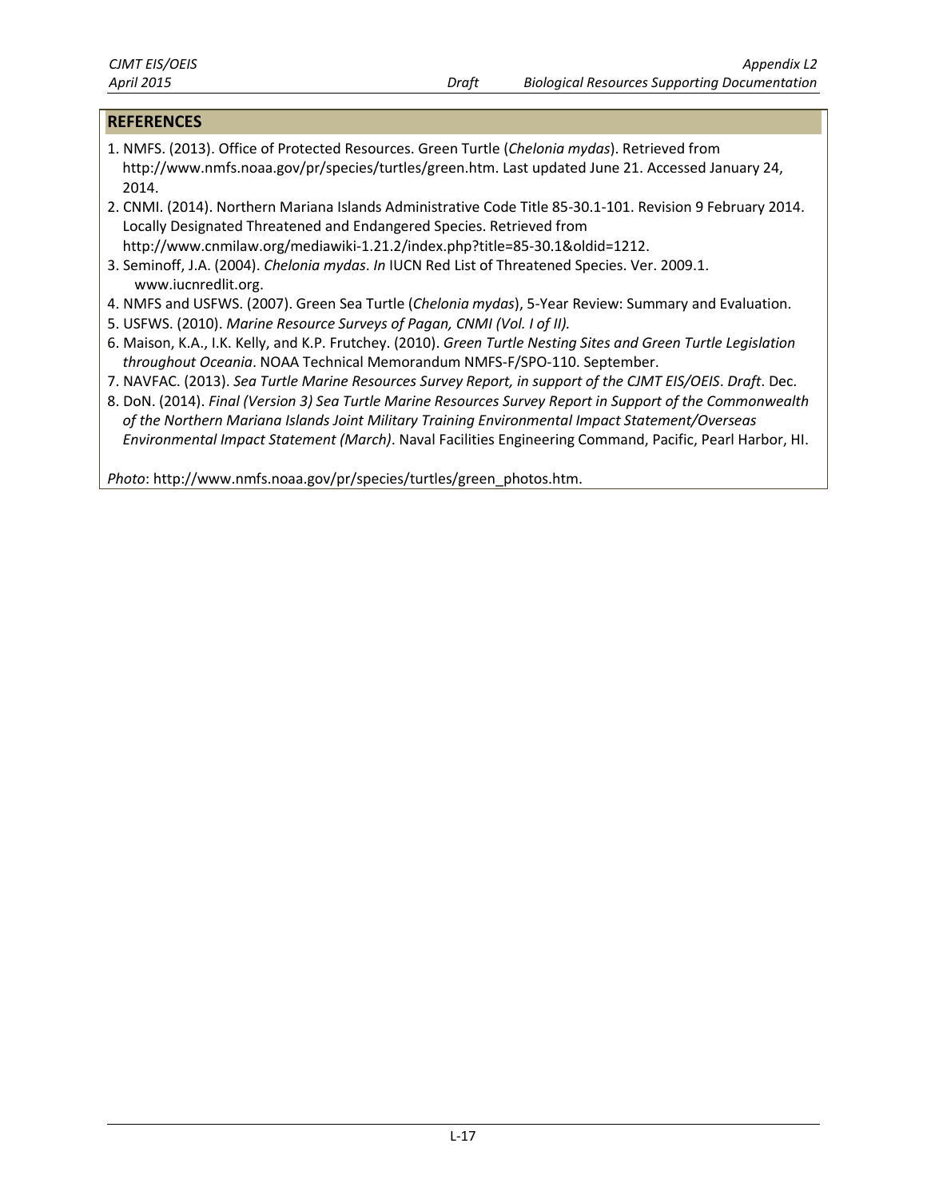## REFERENCES

1. NMFS. (2013). Office of Protected Resources. Green Turtle (*Chelonia mydas*). Retrieved from http://www.nmfs.noaa.gov/pr/species/turtles/green.htm. Last updated June 21. Accessed January 24, 2014.
2. CNMI. (2014). Northern Mariana Islands Administrative Code Title 85-30.1-101. Revision 9 February 2014. Locally Designated Threatened and Endangered Species. Retrieved from http://www.cnmilaw.org/mediawiki-1.21.2/index.php?title=85-30.1&oldid=1212.
3. Seminoff, J.A. (2004). *Chelonia mydas*. *In* IUCN Red List of Threatened Species. Ver. 2009.1. www.iucnredlit.org.
4. NMFS and USFWS. (2007). Green Sea Turtle (*Chelonia mydas*), 5-Year Review: Summary and Evaluation.
5. USFWS. (2010). *Marine Resource Surveys of Pagan, CNMI (Vol. I of II).*
6. Maison, K.A., I.K. Kelly, and K.P. Frutchey. (2010). *Green Turtle Nesting Sites and Green Turtle Legislation throughout Oceania*. NOAA Technical Memorandum NMFS-F/SPO-110. September.
7. NAVFAC. (2013). *Sea Turtle Marine Resources Survey Report, in support of the CJMT EIS/OEIS*. *Draft*. Dec.
8. DoN. (2014). *Final (Version 3) Sea Turtle Marine Resources Survey Report in Support of the Commonwealth of the Northern Mariana Islands Joint Military Training Environmental Impact Statement/Overseas Environmental Impact Statement (March)*. Naval Facilities Engineering Command, Pacific, Pearl Harbor, HI.

*Photo*: http://www.nmfs.noaa.gov/pr/species/turtles/green_photos.htm.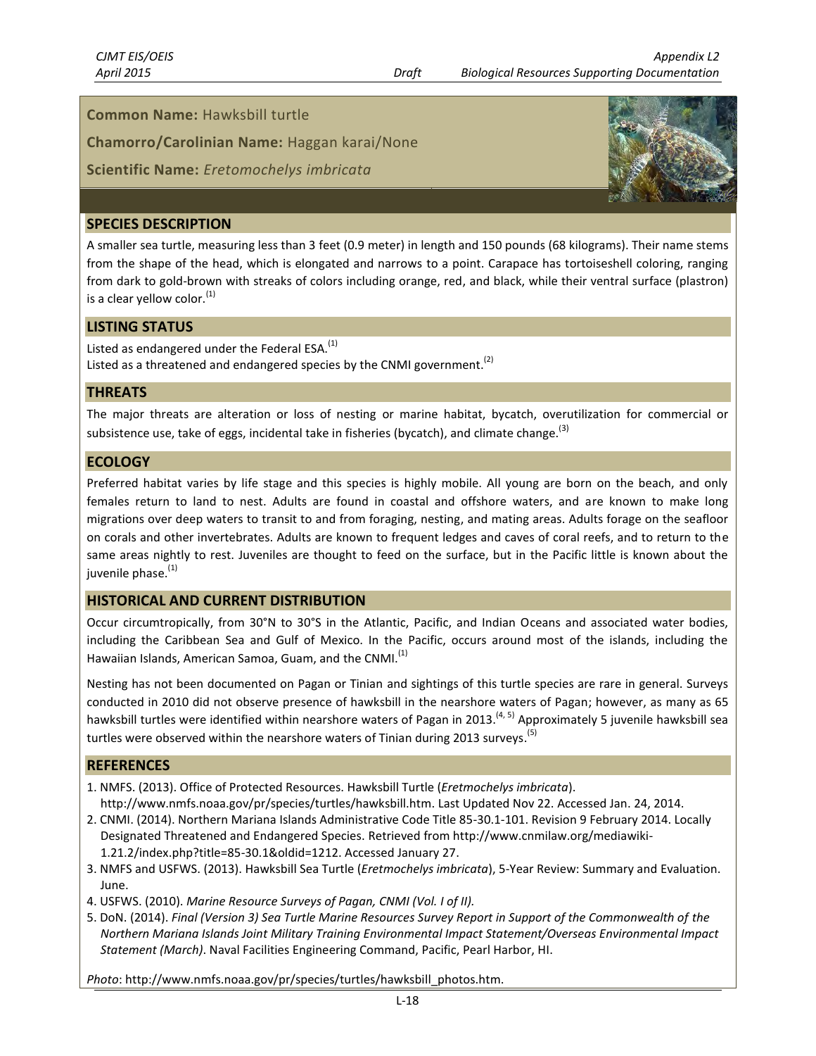**Common Name:** Hawksbill turtle

**Chamorro/Carolinian Name:** Haggan karai/None

**Scientific Name:** *Eretomochelys imbricata*

## SPECIES DESCRIPTION

A smaller sea turtle, measuring less than 3 feet (0.9 meter) in length and 150 pounds (68 kilograms). Their name stems from the shape of the head, which is elongated and narrows to a point. Carapace has tortoiseshell coloring, ranging from dark to gold-brown with streaks of colors including orange, red, and black, while their ventral surface (plastron) is a clear yellow color.[1]

## LISTING STATUS

Listed as endangered under the Federal ESA.[1]
Listed as a threatened and endangered species by the CNMI government.[2]

## THREATS

The major threats are alteration or loss of nesting or marine habitat, bycatch, overutilization for commercial or subsistence use, take of eggs, incidental take in fisheries (bycatch), and climate change.[3]

## ECOLOGY

Preferred habitat varies by life stage and this species is highly mobile. All young are born on the beach, and only females return to land to nest. Adults are found in coastal and offshore waters, and are known to make long migrations over deep waters to transit to and from foraging, nesting, and mating areas. Adults forage on the seafloor on corals and other invertebrates. Adults are known to frequent ledges and caves of coral reefs, and to return to the same areas nightly to rest. Juveniles are thought to feed on the surface, but in the Pacific little is known about the juvenile phase.[1]

## HISTORICAL AND CURRENT DISTRIBUTION

Occur circumtropically, from 30°N to 30°S in the Atlantic, Pacific, and Indian Oceans and associated water bodies, including the Caribbean Sea and Gulf of Mexico. In the Pacific, occurs around most of the islands, including the Hawaiian Islands, American Samoa, Guam, and the CNMI.[1]

Nesting has not been documented on Pagan or Tinian and sightings of this turtle species are rare in general. Surveys conducted in 2010 did not observe presence of hawksbill in the nearshore waters of Pagan; however, as many as 65 hawksbill turtles were identified within nearshore waters of Pagan in 2013.[4, 5] Approximately 5 juvenile hawksbill sea turtles were observed within the nearshore waters of Tinian during 2013 surveys.[5]

## REFERENCES

1. NMFS. (2013). Office of Protected Resources. Hawksbill Turtle (*Eretmochelys imbricata*). http://www.nmfs.noaa.gov/pr/species/turtles/hawksbill.htm. Last Updated Nov 22. Accessed Jan. 24, 2014.
2. CNMI. (2014). Northern Mariana Islands Administrative Code Title 85-30.1-101. Revision 9 February 2014. Locally Designated Threatened and Endangered Species. Retrieved from http://www.cnmilaw.org/mediawiki-1.21.2/index.php?title=85-30.1&oldid=1212. Accessed January 27.
3. NMFS and USFWS. (2013). Hawksbill Sea Turtle (*Eretmochelys imbricata*), 5-Year Review: Summary and Evaluation. June.
4. USFWS. (2010). *Marine Resource Surveys of Pagan, CNMI (Vol. I of II).*
5. DoN. (2014). *Final (Version 3) Sea Turtle Marine Resources Survey Report in Support of the Commonwealth of the Northern Mariana Islands Joint Military Training Environmental Impact Statement/Overseas Environmental Impact Statement (March)*. Naval Facilities Engineering Command, Pacific, Pearl Harbor, HI.

*Photo*: http://www.nmfs.noaa.gov/pr/species/turtles/hawksbill_photos.htm.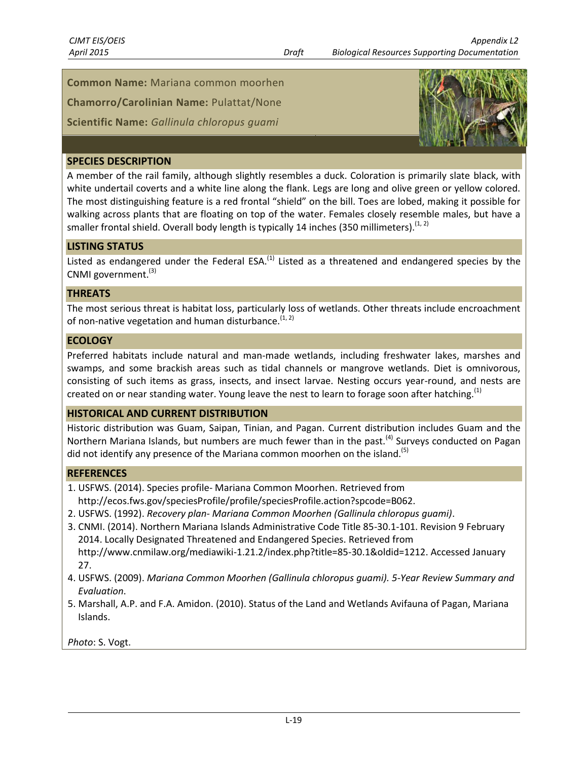**Common Name:** Mariana common moorhen

**Chamorro/Carolinian Name:** Pulattat/None

**Scientific Name:** *Gallinula chloropus guami*

## SPECIES DESCRIPTION

A member of the rail family, although slightly resembles a duck. Coloration is primarily slate black, with white undertail coverts and a white line along the flank. Legs are long and olive green or yellow colored. The most distinguishing feature is a red frontal "shield" on the bill. Toes are lobed, making it possible for walking across plants that are floating on top of the water. Females closely resemble males, but have a smaller frontal shield. Overall body length is typically 14 inches (350 millimeters).[1, 2]

## LISTING STATUS

Listed as endangered under the Federal ESA.[1] Listed as a threatened and endangered species by the CNMI government.[3]

## THREATS

The most serious threat is habitat loss, particularly loss of wetlands. Other threats include encroachment of non-native vegetation and human disturbance.[1, 2]

## ECOLOGY

Preferred habitats include natural and man-made wetlands, including freshwater lakes, marshes and swamps, and some brackish areas such as tidal channels or mangrove wetlands. Diet is omnivorous, consisting of such items as grass, insects, and insect larvae. Nesting occurs year-round, and nests are created on or near standing water. Young leave the nest to learn to forage soon after hatching.[1]

## HISTORICAL AND CURRENT DISTRIBUTION

Historic distribution was Guam, Saipan, Tinian, and Pagan. Current distribution includes Guam and the Northern Mariana Islands, but numbers are much fewer than in the past.[4] Surveys conducted on Pagan did not identify any presence of the Mariana common moorhen on the island.[5]

## REFERENCES

1. USFWS. (2014). Species profile- Mariana Common Moorhen. Retrieved from http://ecos.fws.gov/speciesProfile/profile/speciesProfile.action?spcode=B062.
2. USFWS. (1992). *Recovery plan- Mariana Common Moorhen (Gallinula chloropus guami)*.
3. CNMI. (2014). Northern Mariana Islands Administrative Code Title 85-30.1-101. Revision 9 February 2014. Locally Designated Threatened and Endangered Species. Retrieved from http://www.cnmilaw.org/mediawiki-1.21.2/index.php?title=85-30.1&oldid=1212. Accessed January 27.
4. USFWS. (2009). *Mariana Common Moorhen (Gallinula chloropus guami). 5-Year Review Summary and Evaluation*.
5. Marshall, A.P. and F.A. Amidon. (2010). Status of the Land and Wetlands Avifauna of Pagan, Mariana Islands.

*Photo*: S. Vogt.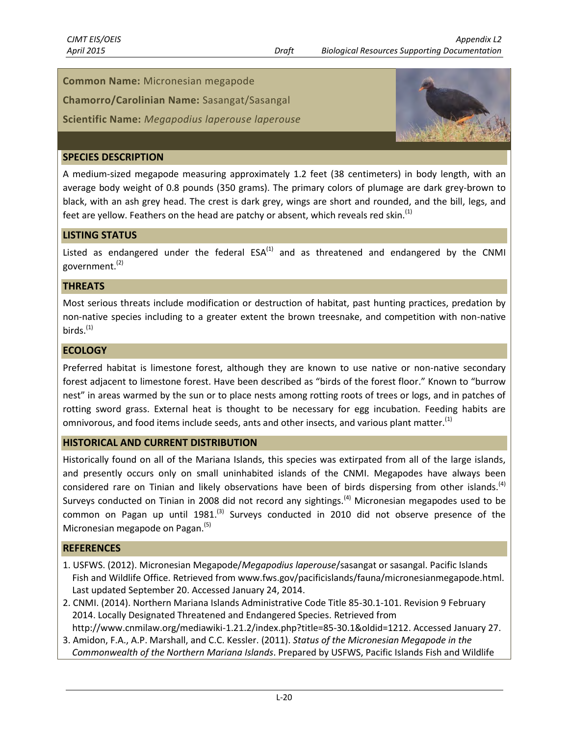**Common Name:** Micronesian megapode

**Chamorro/Carolinian Name:** Sasangat/Sasangal

**Scientific Name:** *Megapodius laperouse laperouse*

## SPECIES DESCRIPTION

A medium-sized megapode measuring approximately 1.2 feet (38 centimeters) in body length, with an average body weight of 0.8 pounds (350 grams). The primary colors of plumage are dark grey-brown to black, with an ash grey head. The crest is dark grey, wings are short and rounded, and the bill, legs, and feet are yellow. Feathers on the head are patchy or absent, which reveals red skin.[1]

## LISTING STATUS

Listed as endangered under the federal ESA[1] and as threatened and endangered by the CNMI government.[2]

## THREATS

Most serious threats include modification or destruction of habitat, past hunting practices, predation by non-native species including to a greater extent the brown treesnake, and competition with non-native birds.[1]

## ECOLOGY

Preferred habitat is limestone forest, although they are known to use native or non-native secondary forest adjacent to limestone forest. Have been described as "birds of the forest floor." Known to "burrow nest" in areas warmed by the sun or to place nests among rotting roots of trees or logs, and in patches of rotting sword grass. External heat is thought to be necessary for egg incubation. Feeding habits are omnivorous, and food items include seeds, ants and other insects, and various plant matter.[1]

## HISTORICAL AND CURRENT DISTRIBUTION

Historically found on all of the Mariana Islands, this species was extirpated from all of the large islands, and presently occurs only on small uninhabited islands of the CNMI. Megapodes have always been considered rare on Tinian and likely observations have been of birds dispersing from other islands.[4] Surveys conducted on Tinian in 2008 did not record any sightings.[4] Micronesian megapodes used to be common on Pagan up until 1981.[3] Surveys conducted in 2010 did not observe presence of the Micronesian megapode on Pagan.[5]

## REFERENCES

1. USFWS. (2012). Micronesian Megapode/*Megapodius laperouse*/sasangat or sasangal. Pacific Islands Fish and Wildlife Office. Retrieved from www.fws.gov/pacificislands/fauna/micronesianmegapode.html. Last updated September 20. Accessed January 24, 2014.
2. CNMI. (2014). Northern Mariana Islands Administrative Code Title 85-30.1-101. Revision 9 February 2014. Locally Designated Threatened and Endangered Species. Retrieved from http://www.cnmilaw.org/mediawiki-1.21.2/index.php?title=85-30.1&oldid=1212. Accessed January 27.
3. Amidon, F.A., A.P. Marshall, and C.C. Kessler. (2011). *Status of the Micronesian Megapode in the Commonwealth of the Northern Mariana Islands*. Prepared by USFWS, Pacific Islands Fish and Wildlife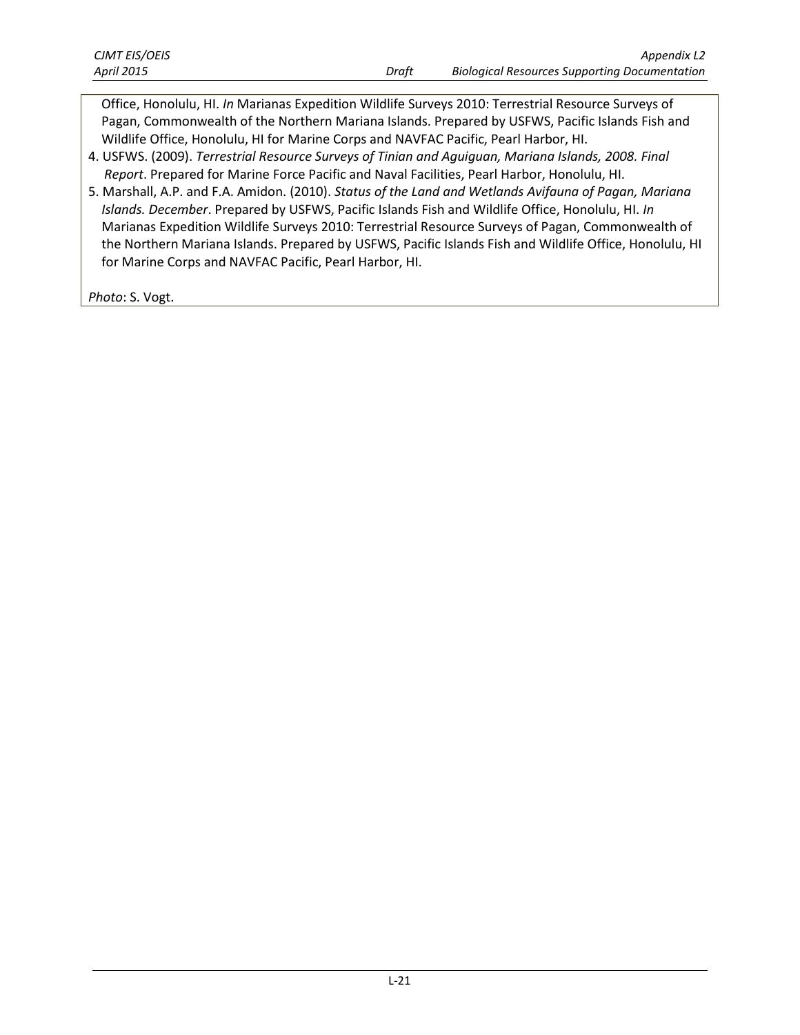Office, Honolulu, HI. *In* Marianas Expedition Wildlife Surveys 2010: Terrestrial Resource Surveys of Pagan, Commonwealth of the Northern Mariana Islands. Prepared by USFWS, Pacific Islands Fish and Wildlife Office, Honolulu, HI for Marine Corps and NAVFAC Pacific, Pearl Harbor, HI.

4. USFWS. (2009). *Terrestrial Resource Surveys of Tinian and Aguiguan, Mariana Islands, 2008. Final Report*. Prepared for Marine Force Pacific and Naval Facilities, Pearl Harbor, Honolulu, HI.
5. Marshall, A.P. and F.A. Amidon. (2010). *Status of the Land and Wetlands Avifauna of Pagan, Mariana Islands. December*. Prepared by USFWS, Pacific Islands Fish and Wildlife Office, Honolulu, HI. *In* Marianas Expedition Wildlife Surveys 2010: Terrestrial Resource Surveys of Pagan, Commonwealth of the Northern Mariana Islands. Prepared by USFWS, Pacific Islands Fish and Wildlife Office, Honolulu, HI for Marine Corps and NAVFAC Pacific, Pearl Harbor, HI.

*Photo*: S. Vogt.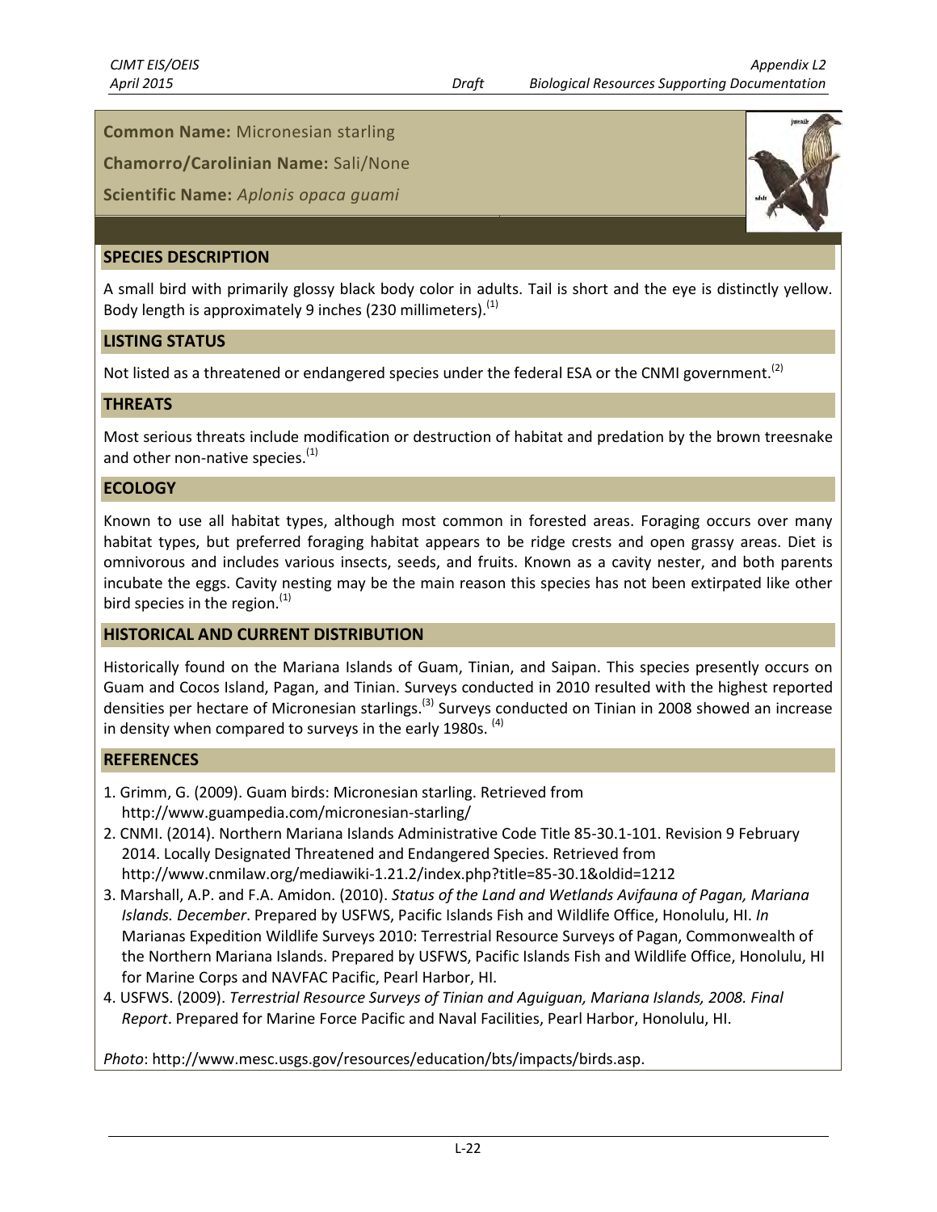**Common Name:** Micronesian starling

**Chamorro/Carolinian Name:** Sali/None

**Scientific Name:** *Aplonis opaca guami*

## SPECIES DESCRIPTION

A small bird with primarily glossy black body color in adults. Tail is short and the eye is distinctly yellow. Body length is approximately 9 inches (230 millimeters).[1]

## LISTING STATUS

Not listed as a threatened or endangered species under the federal ESA or the CNMI government.[2]

## THREATS

Most serious threats include modification or destruction of habitat and predation by the brown treesnake and other non-native species.[1]

## ECOLOGY

Known to use all habitat types, although most common in forested areas. Foraging occurs over many habitat types, but preferred foraging habitat appears to be ridge crests and open grassy areas. Diet is omnivorous and includes various insects, seeds, and fruits. Known as a cavity nester, and both parents incubate the eggs. Cavity nesting may be the main reason this species has not been extirpated like other bird species in the region.[1]

## HISTORICAL AND CURRENT DISTRIBUTION

Historically found on the Mariana Islands of Guam, Tinian, and Saipan. This species presently occurs on Guam and Cocos Island, Pagan, and Tinian. Surveys conducted in 2010 resulted with the highest reported densities per hectare of Micronesian starlings.[3] Surveys conducted on Tinian in 2008 showed an increase in density when compared to surveys in the early 1980s.[4]

## REFERENCES

1. Grimm, G. (2009). Guam birds: Micronesian starling. Retrieved from http://www.guampedia.com/micronesian-starling/
2. CNMI. (2014). Northern Mariana Islands Administrative Code Title 85-30.1-101. Revision 9 February 2014. Locally Designated Threatened and Endangered Species. Retrieved from http://www.cnmilaw.org/mediawiki-1.21.2/index.php?title=85-30.1&oldid=1212
3. Marshall, A.P. and F.A. Amidon. (2010). *Status of the Land and Wetlands Avifauna of Pagan, Mariana Islands. December*. Prepared by USFWS, Pacific Islands Fish and Wildlife Office, Honolulu, HI. *In* Marianas Expedition Wildlife Surveys 2010: Terrestrial Resource Surveys of Pagan, Commonwealth of the Northern Mariana Islands. Prepared by USFWS, Pacific Islands Fish and Wildlife Office, Honolulu, HI for Marine Corps and NAVFAC Pacific, Pearl Harbor, HI.
4. USFWS. (2009). *Terrestrial Resource Surveys of Tinian and Aguiguan, Mariana Islands, 2008. Final Report*. Prepared for Marine Force Pacific and Naval Facilities, Pearl Harbor, Honolulu, HI.

*Photo*: http://www.mesc.usgs.gov/resources/education/bts/impacts/birds.asp.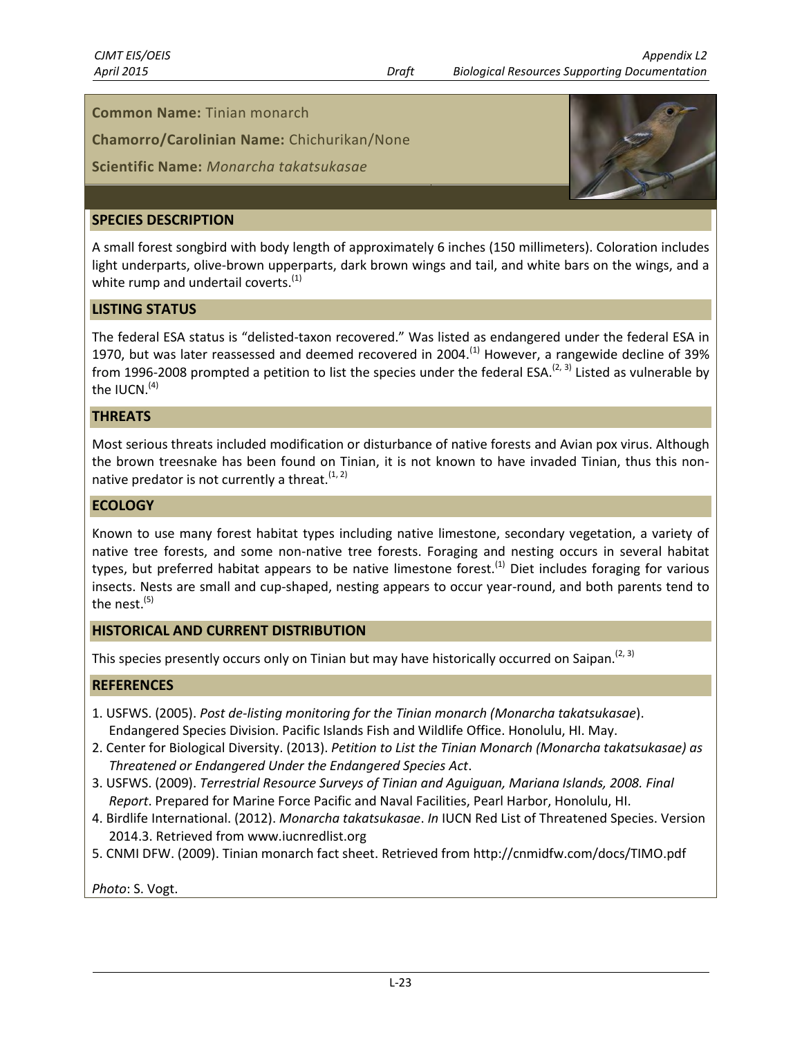**Common Name:** Tinian monarch

**Chamorro/Carolinian Name:** Chichurikan/None

**Scientific Name:** *Monarcha takatsukasae*

## SPECIES DESCRIPTION

A small forest songbird with body length of approximately 6 inches (150 millimeters). Coloration includes light underparts, olive-brown upperparts, dark brown wings and tail, and white bars on the wings, and a white rump and undertail coverts.[1]

## LISTING STATUS

The federal ESA status is "delisted-taxon recovered." Was listed as endangered under the federal ESA in 1970, but was later reassessed and deemed recovered in 2004.[1] However, a rangewide decline of 39% from 1996-2008 prompted a petition to list the species under the federal ESA.[2, 3] Listed as vulnerable by the IUCN.[4]

## THREATS

Most serious threats included modification or disturbance of native forests and Avian pox virus. Although the brown treesnake has been found on Tinian, it is not known to have invaded Tinian, thus this non-native predator is not currently a threat.[1, 2]

## ECOLOGY

Known to use many forest habitat types including native limestone, secondary vegetation, a variety of native tree forests, and some non-native tree forests. Foraging and nesting occurs in several habitat types, but preferred habitat appears to be native limestone forest.[1] Diet includes foraging for various insects. Nests are small and cup-shaped, nesting appears to occur year-round, and both parents tend to the nest.[5]

## HISTORICAL AND CURRENT DISTRIBUTION

This species presently occurs only on Tinian but may have historically occurred on Saipan.[2, 3]

## REFERENCES

1. USFWS. (2005). *Post de-listing monitoring for the Tinian monarch (Monarcha takatsukasae*). Endangered Species Division. Pacific Islands Fish and Wildlife Office. Honolulu, HI. May.
2. Center for Biological Diversity. (2013). *Petition to List the Tinian Monarch (Monarcha takatsukasae) as Threatened or Endangered Under the Endangered Species Act*.
3. USFWS. (2009). *Terrestrial Resource Surveys of Tinian and Aguiguan, Mariana Islands, 2008. Final Report*. Prepared for Marine Force Pacific and Naval Facilities, Pearl Harbor, Honolulu, HI.
4. Birdlife International. (2012). *Monarcha takatsukasae*. *In* IUCN Red List of Threatened Species. Version 2014.3. Retrieved from www.iucnredlist.org
5. CNMI DFW. (2009). Tinian monarch fact sheet. Retrieved from http://cnmidfw.com/docs/TIMO.pdf

*Photo*: S. Vogt.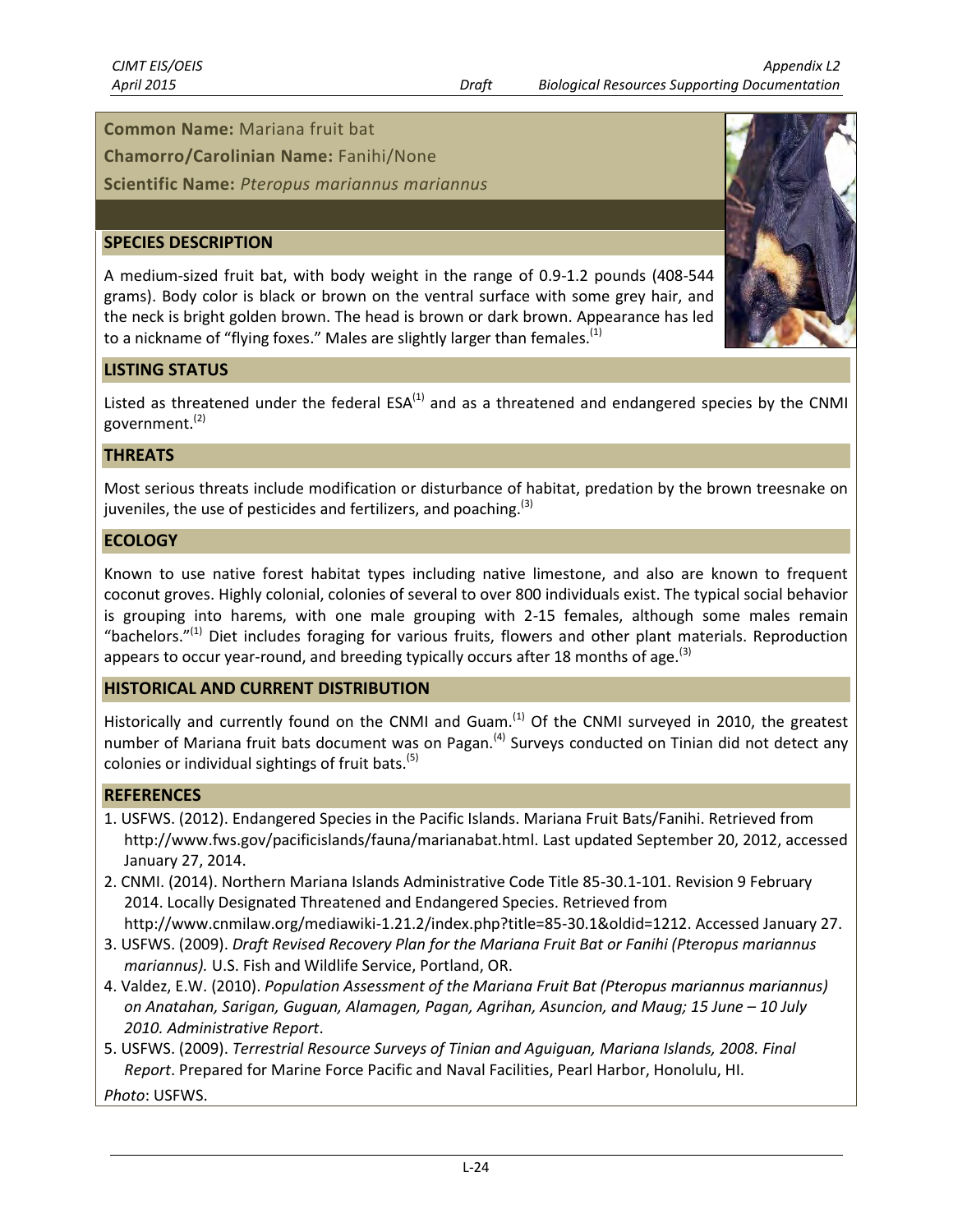**Common Name:** Mariana fruit bat

**Chamorro/Carolinian Name:** Fanihi/None

**Scientific Name:** *Pteropus mariannus mariannus*

## SPECIES DESCRIPTION

A medium-sized fruit bat, with body weight in the range of 0.9-1.2 pounds (408-544 grams). Body color is black or brown on the ventral surface with some grey hair, and the neck is bright golden brown. The head is brown or dark brown. Appearance has led to a nickname of "flying foxes." Males are slightly larger than females.[1]

## LISTING STATUS

Listed as threatened under the federal ESA[1] and as a threatened and endangered species by the CNMI government.[2]

## THREATS

Most serious threats include modification or disturbance of habitat, predation by the brown treesnake on juveniles, the use of pesticides and fertilizers, and poaching.[3]

## ECOLOGY

Known to use native forest habitat types including native limestone, and also are known to frequent coconut groves. Highly colonial, colonies of several to over 800 individuals exist. The typical social behavior is grouping into harems, with one male grouping with 2-15 females, although some males remain "bachelors."[1] Diet includes foraging for various fruits, flowers and other plant materials. Reproduction appears to occur year-round, and breeding typically occurs after 18 months of age.[3]

## HISTORICAL AND CURRENT DISTRIBUTION

Historically and currently found on the CNMI and Guam.[1] Of the CNMI surveyed in 2010, the greatest number of Mariana fruit bats document was on Pagan.[4] Surveys conducted on Tinian did not detect any colonies or individual sightings of fruit bats.[5]

## REFERENCES

1. USFWS. (2012). Endangered Species in the Pacific Islands. Mariana Fruit Bats/Fanihi. Retrieved from http://www.fws.gov/pacificislands/fauna/marianabat.html. Last updated September 20, 2012, accessed January 27, 2014.
2. CNMI. (2014). Northern Mariana Islands Administrative Code Title 85-30.1-101. Revision 9 February 2014. Locally Designated Threatened and Endangered Species. Retrieved from http://www.cnmilaw.org/mediawiki-1.21.2/index.php?title=85-30.1&oldid=1212. Accessed January 27.
3. USFWS. (2009). *Draft Revised Recovery Plan for the Mariana Fruit Bat or Fanihi (Pteropus mariannus mariannus).* U.S. Fish and Wildlife Service, Portland, OR.
4. Valdez, E.W. (2010). *Population Assessment of the Mariana Fruit Bat (Pteropus mariannus mariannus) on Anatahan, Sarigan, Guguan, Alamagen, Pagan, Agrihan, Asuncion, and Maug; 15 June – 10 July 2010. Administrative Report*.
5. USFWS. (2009). *Terrestrial Resource Surveys of Tinian and Aguiguan, Mariana Islands, 2008. Final Report*. Prepared for Marine Force Pacific and Naval Facilities, Pearl Harbor, Honolulu, HI.

*Photo*: USFWS.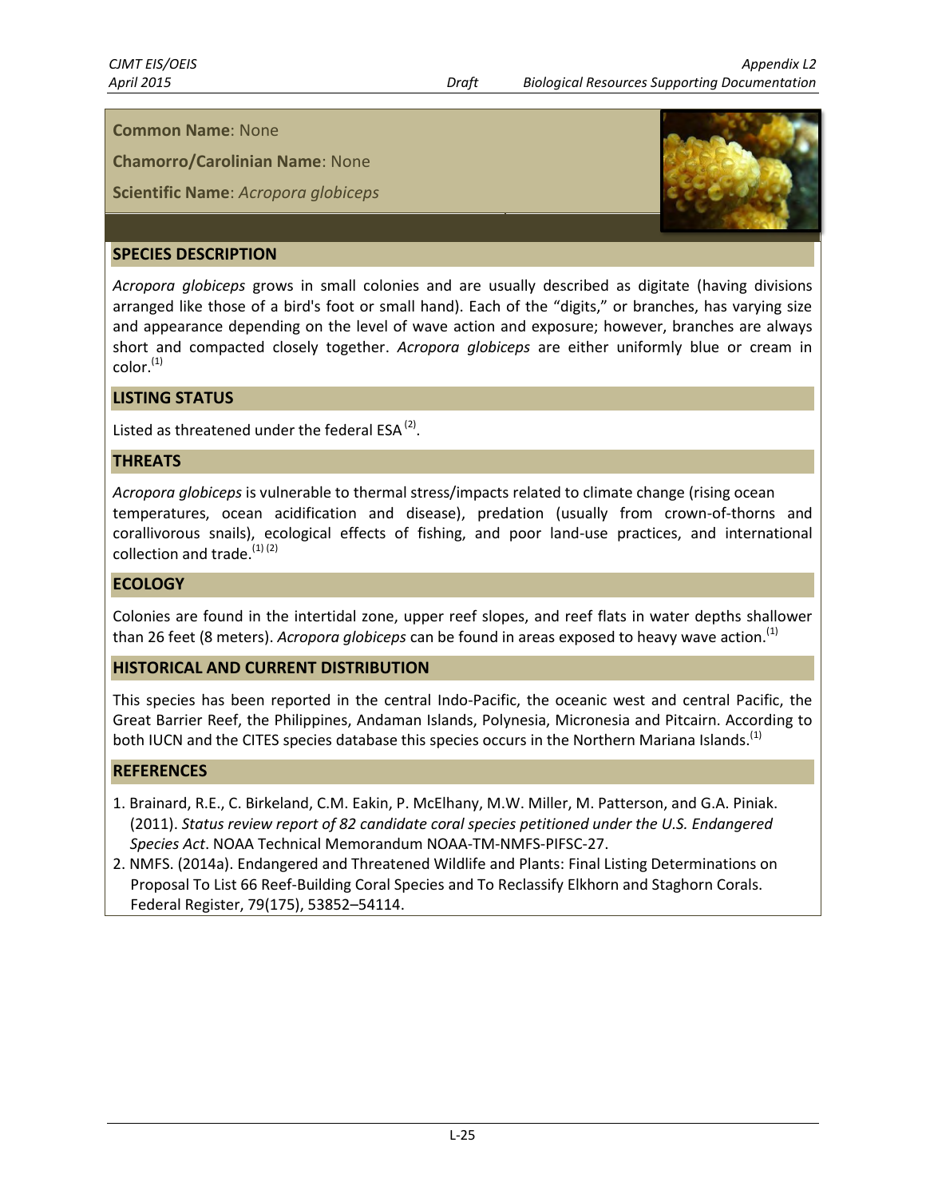**Common Name**: None

**Chamorro/Carolinian Name**: None

**Scientific Name**: *Acropora globiceps*

## SPECIES DESCRIPTION

*Acropora globiceps* grows in small colonies and are usually described as digitate (having divisions arranged like those of a bird's foot or small hand). Each of the "digits," or branches, has varying size and appearance depending on the level of wave action and exposure; however, branches are always short and compacted closely together. *Acropora globiceps* are either uniformly blue or cream in color.[1]

## LISTING STATUS

Listed as threatened under the federal ESA [2].

## THREATS

*Acropora globiceps* is vulnerable to thermal stress/impacts related to climate change (rising ocean temperatures, ocean acidification and disease), predation (usually from crown-of-thorns and corallivorous snails), ecological effects of fishing, and poor land-use practices, and international collection and trade.[1] [2]

## ECOLOGY

Colonies are found in the intertidal zone, upper reef slopes, and reef flats in water depths shallower than 26 feet (8 meters). *Acropora globiceps* can be found in areas exposed to heavy wave action.[1]

## HISTORICAL AND CURRENT DISTRIBUTION

This species has been reported in the central Indo-Pacific, the oceanic west and central Pacific, the Great Barrier Reef, the Philippines, Andaman Islands, Polynesia, Micronesia and Pitcairn. According to both IUCN and the CITES species database this species occurs in the Northern Mariana Islands.[1]

## REFERENCES

1. Brainard, R.E., C. Birkeland, C.M. Eakin, P. McElhany, M.W. Miller, M. Patterson, and G.A. Piniak. (2011). *Status review report of 82 candidate coral species petitioned under the U.S. Endangered Species Act*. NOAA Technical Memorandum NOAA-TM-NMFS-PIFSC-27.
2. NMFS. (2014a). Endangered and Threatened Wildlife and Plants: Final Listing Determinations on Proposal To List 66 Reef-Building Coral Species and To Reclassify Elkhorn and Staghorn Corals. Federal Register, 79(175), 53852–54114.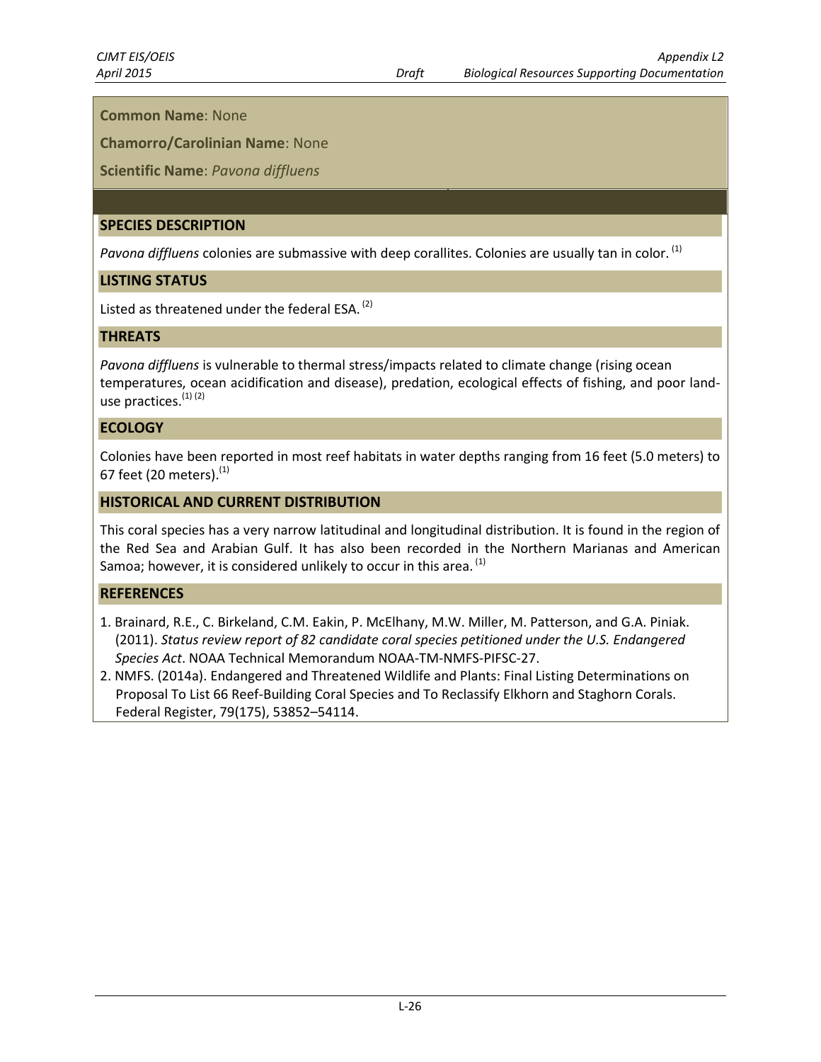**Common Name**: None

**Chamorro/Carolinian Name**: None

**Scientific Name**: *Pavona diffluens*

## SPECIES DESCRIPTION

*Pavona diffluens* colonies are submassive with deep corallites. Colonies are usually tan in color. [1]

## LISTING STATUS

Listed as threatened under the federal ESA. [2]

## THREATS

*Pavona diffluens* is vulnerable to thermal stress/impacts related to climate change (rising ocean temperatures, ocean acidification and disease), predation, ecological effects of fishing, and poor land-use practices.[1] [2]

## ECOLOGY

Colonies have been reported in most reef habitats in water depths ranging from 16 feet (5.0 meters) to 67 feet (20 meters).[1]

## HISTORICAL AND CURRENT DISTRIBUTION

This coral species has a very narrow latitudinal and longitudinal distribution. It is found in the region of the Red Sea and Arabian Gulf. It has also been recorded in the Northern Marianas and American Samoa; however, it is considered unlikely to occur in this area. [1]

## REFERENCES

1. Brainard, R.E., C. Birkeland, C.M. Eakin, P. McElhany, M.W. Miller, M. Patterson, and G.A. Piniak. (2011). *Status review report of 82 candidate coral species petitioned under the U.S. Endangered Species Act*. NOAA Technical Memorandum NOAA-TM-NMFS-PIFSC-27.
2. NMFS. (2014a). Endangered and Threatened Wildlife and Plants: Final Listing Determinations on Proposal To List 66 Reef-Building Coral Species and To Reclassify Elkhorn and Staghorn Corals. Federal Register, 79(175), 53852–54114.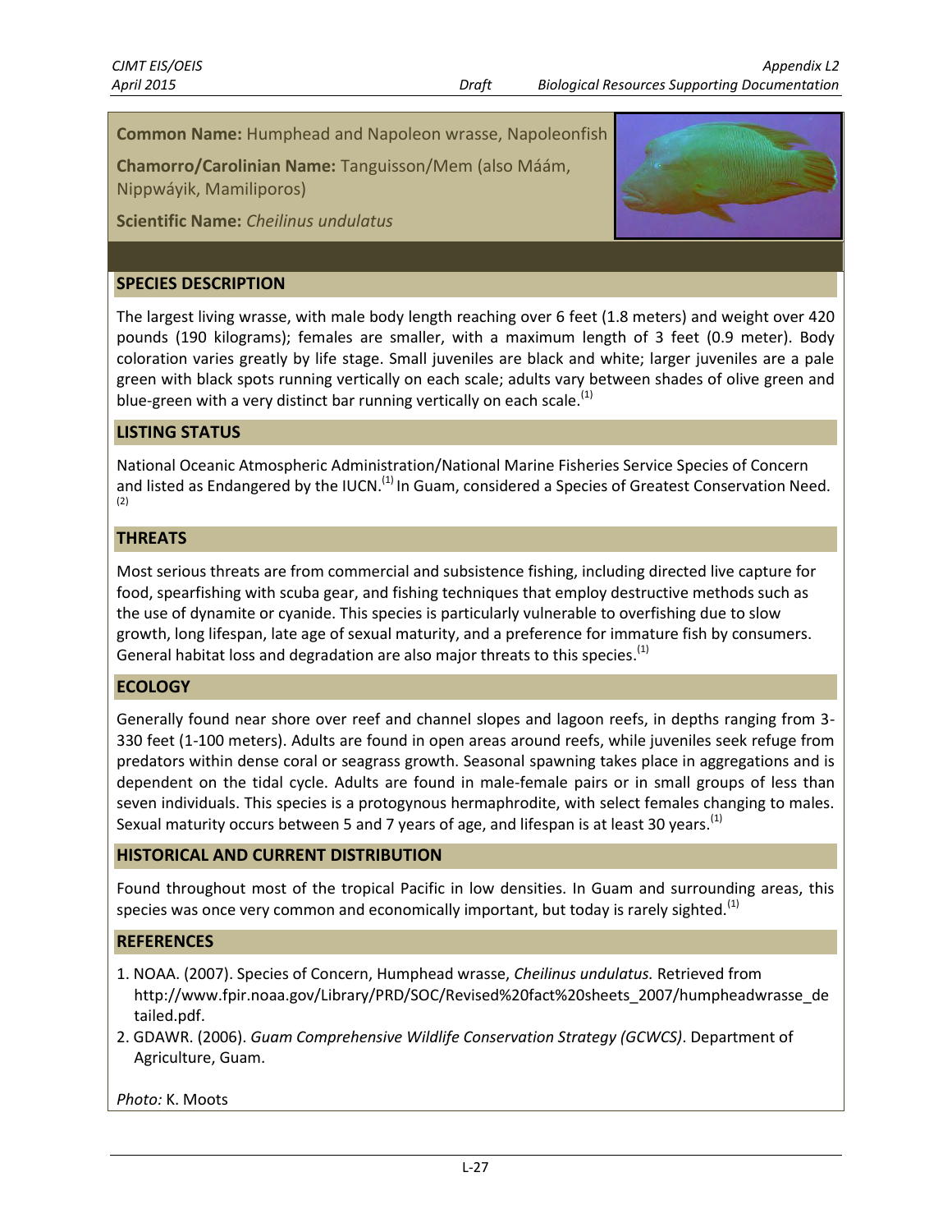**Common Name:** Humphead and Napoleon wrasse, Napoleonfish

**Chamorro/Carolinian Name:** Tanguisson/Mem (also Máám, Nippwáyik, Mamiliporos)

**Scientific Name:** *Cheilinus undulatus*

## SPECIES DESCRIPTION

The largest living wrasse, with male body length reaching over 6 feet (1.8 meters) and weight over 420 pounds (190 kilograms); females are smaller, with a maximum length of 3 feet (0.9 meter). Body coloration varies greatly by life stage. Small juveniles are black and white; larger juveniles are a pale green with black spots running vertically on each scale; adults vary between shades of olive green and blue-green with a very distinct bar running vertically on each scale.[1]

## LISTING STATUS

National Oceanic Atmospheric Administration/National Marine Fisheries Service Species of Concern and listed as Endangered by the IUCN.[1] In Guam, considered a Species of Greatest Conservation Need.[2]

## THREATS

Most serious threats are from commercial and subsistence fishing, including directed live capture for food, spearfishing with scuba gear, and fishing techniques that employ destructive methods such as the use of dynamite or cyanide. This species is particularly vulnerable to overfishing due to slow growth, long lifespan, late age of sexual maturity, and a preference for immature fish by consumers. General habitat loss and degradation are also major threats to this species.[1]

## ECOLOGY

Generally found near shore over reef and channel slopes and lagoon reefs, in depths ranging from 3-330 feet (1-100 meters). Adults are found in open areas around reefs, while juveniles seek refuge from predators within dense coral or seagrass growth. Seasonal spawning takes place in aggregations and is dependent on the tidal cycle. Adults are found in male-female pairs or in small groups of less than seven individuals. This species is a protogynous hermaphrodite, with select females changing to males. Sexual maturity occurs between 5 and 7 years of age, and lifespan is at least 30 years.[1]

## HISTORICAL AND CURRENT DISTRIBUTION

Found throughout most of the tropical Pacific in low densities. In Guam and surrounding areas, this species was once very common and economically important, but today is rarely sighted.[1]

## REFERENCES

1. NOAA. (2007). Species of Concern, Humphead wrasse, *Cheilinus undulatus.* Retrieved from http://www.fpir.noaa.gov/Library/PRD/SOC/Revised%20fact%20sheets_2007/humpheadwrasse_detailed.pdf.
2. GDAWR. (2006). *Guam Comprehensive Wildlife Conservation Strategy (GCWCS)*. Department of Agriculture, Guam.

*Photo:* K. Moots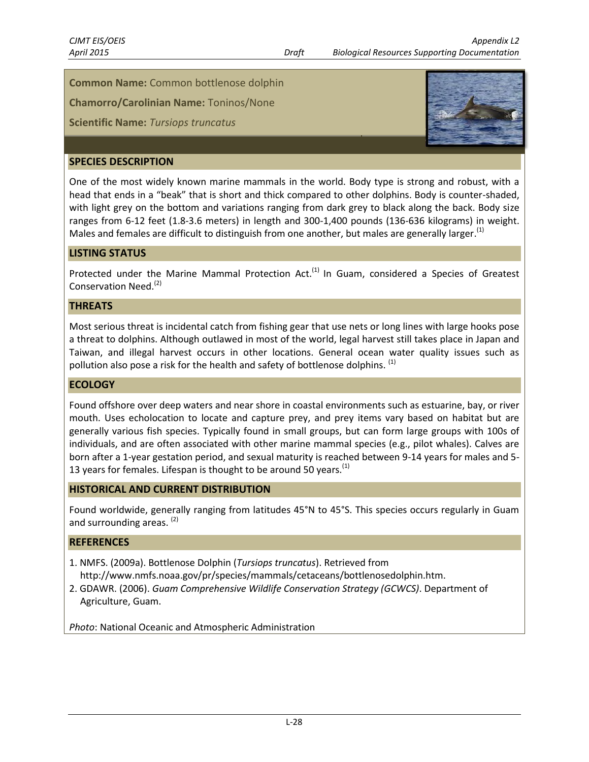**Common Name:** Common bottlenose dolphin

**Chamorro/Carolinian Name:** Toninos/None

**Scientific Name:** *Tursiops truncatus*

## SPECIES DESCRIPTION

One of the most widely known marine mammals in the world. Body type is strong and robust, with a head that ends in a "beak" that is short and thick compared to other dolphins. Body is counter-shaded, with light grey on the bottom and variations ranging from dark grey to black along the back. Body size ranges from 6-12 feet (1.8-3.6 meters) in length and 300-1,400 pounds (136-636 kilograms) in weight. Males and females are difficult to distinguish from one another, but males are generally larger.[1]

## LISTING STATUS

Protected under the Marine Mammal Protection Act.[1] In Guam, considered a Species of Greatest Conservation Need.[2]

## THREATS

Most serious threat is incidental catch from fishing gear that use nets or long lines with large hooks pose a threat to dolphins. Although outlawed in most of the world, legal harvest still takes place in Japan and Taiwan, and illegal harvest occurs in other locations. General ocean water quality issues such as pollution also pose a risk for the health and safety of bottlenose dolphins. [1]

## ECOLOGY

Found offshore over deep waters and near shore in coastal environments such as estuarine, bay, or river mouth. Uses echolocation to locate and capture prey, and prey items vary based on habitat but are generally various fish species. Typically found in small groups, but can form large groups with 100s of individuals, and are often associated with other marine mammal species (e.g., pilot whales). Calves are born after a 1-year gestation period, and sexual maturity is reached between 9-14 years for males and 5-13 years for females. Lifespan is thought to be around 50 years.[1]

## HISTORICAL AND CURRENT DISTRIBUTION

Found worldwide, generally ranging from latitudes 45°N to 45°S. This species occurs regularly in Guam and surrounding areas. [2]

## REFERENCES

1. NMFS. (2009a). Bottlenose Dolphin (*Tursiops truncatus*). Retrieved from http://www.nmfs.noaa.gov/pr/species/mammals/cetaceans/bottlenosedolphin.htm.
2. GDAWR. (2006). *Guam Comprehensive Wildlife Conservation Strategy (GCWCS)*. Department of Agriculture, Guam.

*Photo*: National Oceanic and Atmospheric Administration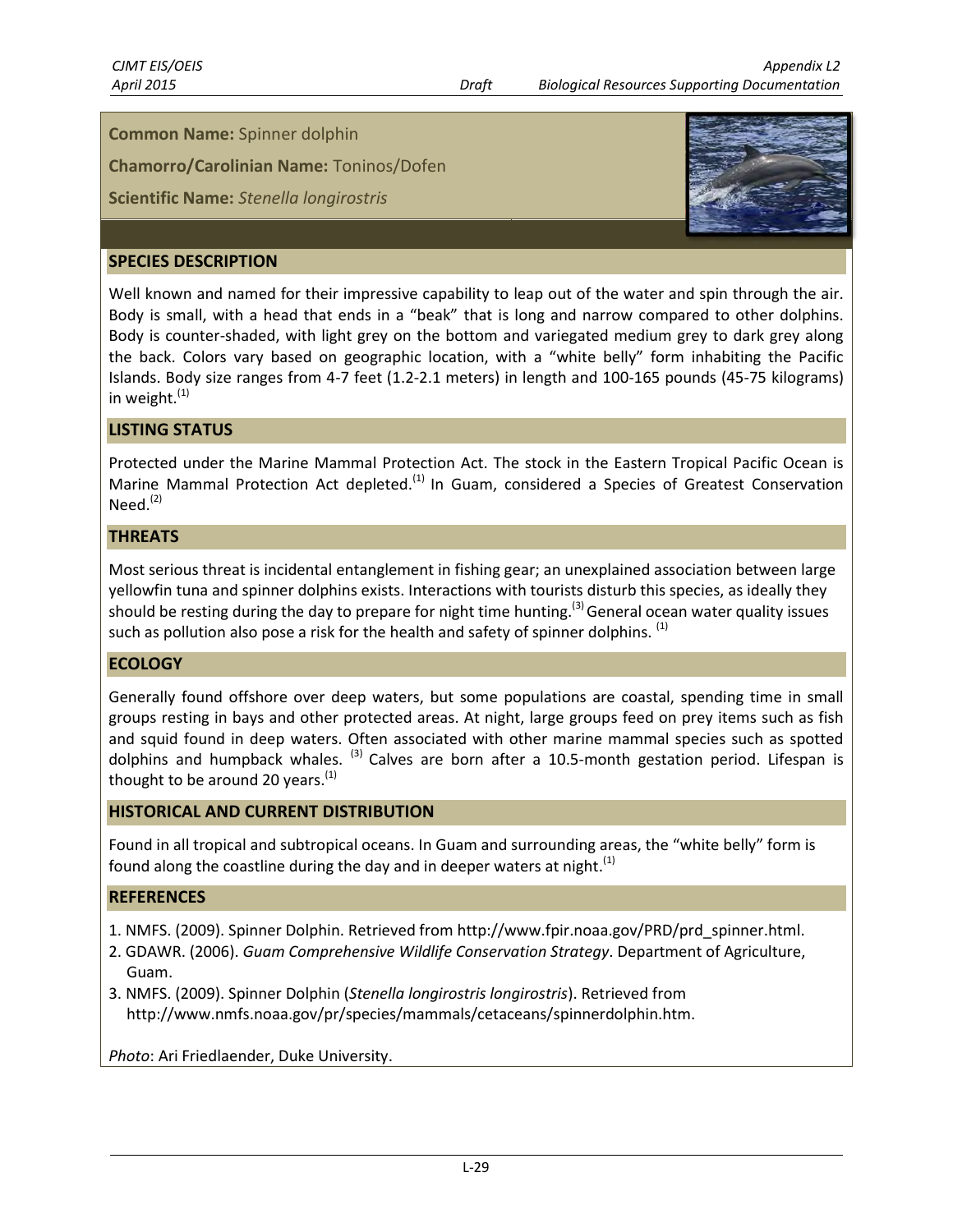**Common Name:** Spinner dolphin

**Chamorro/Carolinian Name:** Toninos/Dofen

**Scientific Name:** *Stenella longirostris*

## SPECIES DESCRIPTION

Well known and named for their impressive capability to leap out of the water and spin through the air. Body is small, with a head that ends in a "beak" that is long and narrow compared to other dolphins. Body is counter-shaded, with light grey on the bottom and variegated medium grey to dark grey along the back. Colors vary based on geographic location, with a "white belly" form inhabiting the Pacific Islands. Body size ranges from 4-7 feet (1.2-2.1 meters) in length and 100-165 pounds (45-75 kilograms) in weight.[1]

## LISTING STATUS

Protected under the Marine Mammal Protection Act. The stock in the Eastern Tropical Pacific Ocean is Marine Mammal Protection Act depleted.[1] In Guam, considered a Species of Greatest Conservation Need.[2]

## THREATS

Most serious threat is incidental entanglement in fishing gear; an unexplained association between large yellowfin tuna and spinner dolphins exists. Interactions with tourists disturb this species, as ideally they should be resting during the day to prepare for night time hunting.[3] General ocean water quality issues such as pollution also pose a risk for the health and safety of spinner dolphins.[1]

## ECOLOGY

Generally found offshore over deep waters, but some populations are coastal, spending time in small groups resting in bays and other protected areas. At night, large groups feed on prey items such as fish and squid found in deep waters. Often associated with other marine mammal species such as spotted dolphins and humpback whales.[3] Calves are born after a 10.5-month gestation period. Lifespan is thought to be around 20 years.[1]

## HISTORICAL AND CURRENT DISTRIBUTION

Found in all tropical and subtropical oceans. In Guam and surrounding areas, the "white belly" form is found along the coastline during the day and in deeper waters at night.[1]

## REFERENCES

1. NMFS. (2009). Spinner Dolphin. Retrieved from http://www.fpir.noaa.gov/PRD/prd_spinner.html.
2. GDAWR. (2006). *Guam Comprehensive Wildlife Conservation Strategy*. Department of Agriculture, Guam.
3. NMFS. (2009). Spinner Dolphin (*Stenella longirostris longirostris*). Retrieved from http://www.nmfs.noaa.gov/pr/species/mammals/cetaceans/spinnerdolphin.htm.

*Photo*: Ari Friedlaender, Duke University.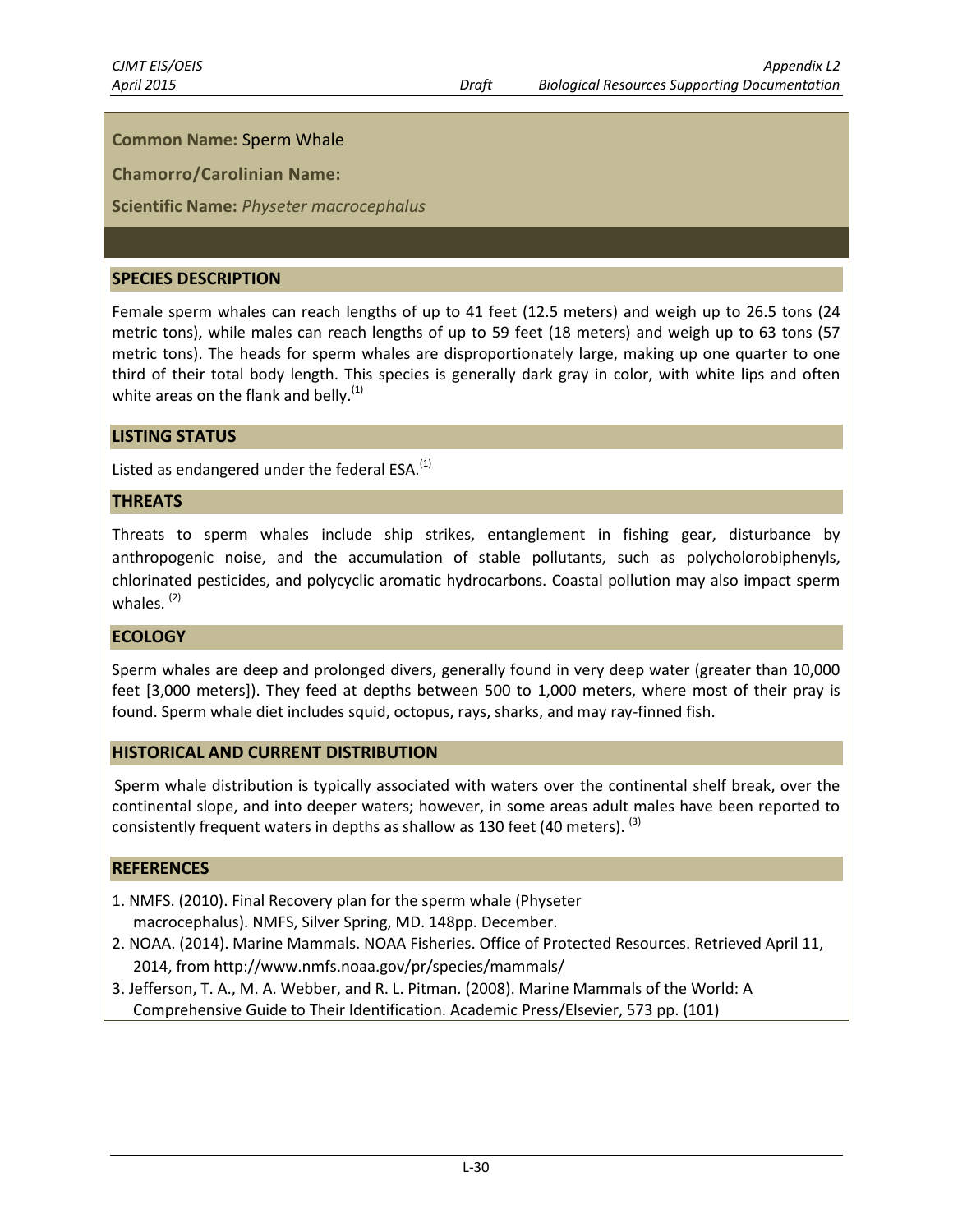**Common Name:** Sperm Whale

**Chamorro/Carolinian Name:**

**Scientific Name:** *Physeter macrocephalus*

## SPECIES DESCRIPTION

Female sperm whales can reach lengths of up to 41 feet (12.5 meters) and weigh up to 26.5 tons (24 metric tons), while males can reach lengths of up to 59 feet (18 meters) and weigh up to 63 tons (57 metric tons). The heads for sperm whales are disproportionately large, making up one quarter to one third of their total body length. This species is generally dark gray in color, with white lips and often white areas on the flank and belly.[1]

## LISTING STATUS

Listed as endangered under the federal ESA.[1]

## THREATS

Threats to sperm whales include ship strikes, entanglement in fishing gear, disturbance by anthropogenic noise, and the accumulation of stable pollutants, such as polycholorobiphenyls, chlorinated pesticides, and polycyclic aromatic hydrocarbons. Coastal pollution may also impact sperm whales. [2]

## ECOLOGY

Sperm whales are deep and prolonged divers, generally found in very deep water (greater than 10,000 feet [3,000 meters]). They feed at depths between 500 to 1,000 meters, where most of their pray is found. Sperm whale diet includes squid, octopus, rays, sharks, and may ray-finned fish.

## HISTORICAL AND CURRENT DISTRIBUTION

Sperm whale distribution is typically associated with waters over the continental shelf break, over the continental slope, and into deeper waters; however, in some areas adult males have been reported to consistently frequent waters in depths as shallow as 130 feet (40 meters). [3]

## REFERENCES

1. NMFS. (2010). Final Recovery plan for the sperm whale (Physeter macrocephalus). NMFS, Silver Spring, MD. 148pp. December.
2. NOAA. (2014). Marine Mammals. NOAA Fisheries. Office of Protected Resources. Retrieved April 11, 2014, from http://www.nmfs.noaa.gov/pr/species/mammals/
3. Jefferson, T. A., M. A. Webber, and R. L. Pitman. (2008). Marine Mammals of the World: A Comprehensive Guide to Their Identification. Academic Press/Elsevier, 573 pp. (101)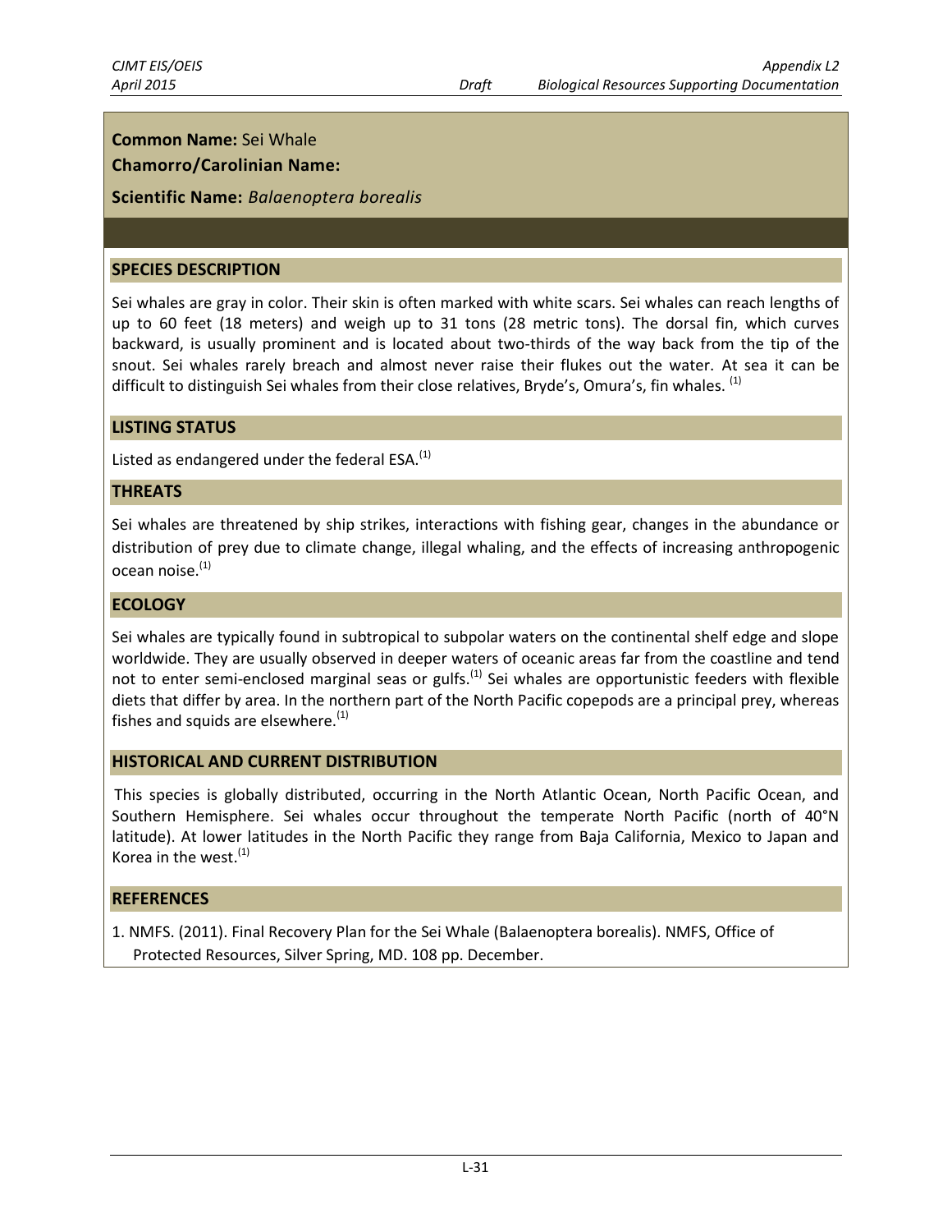**Common Name:** Sei Whale

**Chamorro/Carolinian Name:**

**Scientific Name:** *Balaenoptera borealis*

## SPECIES DESCRIPTION

Sei whales are gray in color. Their skin is often marked with white scars. Sei whales can reach lengths of up to 60 feet (18 meters) and weigh up to 31 tons (28 metric tons). The dorsal fin, which curves backward, is usually prominent and is located about two-thirds of the way back from the tip of the snout. Sei whales rarely breach and almost never raise their flukes out the water. At sea it can be difficult to distinguish Sei whales from their close relatives, Bryde's, Omura's, fin whales. [1]

## LISTING STATUS

Listed as endangered under the federal ESA.[1]

## THREATS

Sei whales are threatened by ship strikes, interactions with fishing gear, changes in the abundance or distribution of prey due to climate change, illegal whaling, and the effects of increasing anthropogenic ocean noise.[1]

## ECOLOGY

Sei whales are typically found in subtropical to subpolar waters on the continental shelf edge and slope worldwide. They are usually observed in deeper waters of oceanic areas far from the coastline and tend not to enter semi-enclosed marginal seas or gulfs.[1] Sei whales are opportunistic feeders with flexible diets that differ by area. In the northern part of the North Pacific copepods are a principal prey, whereas fishes and squids are elsewhere.[1]

## HISTORICAL AND CURRENT DISTRIBUTION

This species is globally distributed, occurring in the North Atlantic Ocean, North Pacific Ocean, and Southern Hemisphere. Sei whales occur throughout the temperate North Pacific (north of 40°N latitude). At lower latitudes in the North Pacific they range from Baja California, Mexico to Japan and Korea in the west.[1]

## REFERENCES

1. NMFS. (2011). Final Recovery Plan for the Sei Whale (Balaenoptera borealis). NMFS, Office of Protected Resources, Silver Spring, MD. 108 pp. December.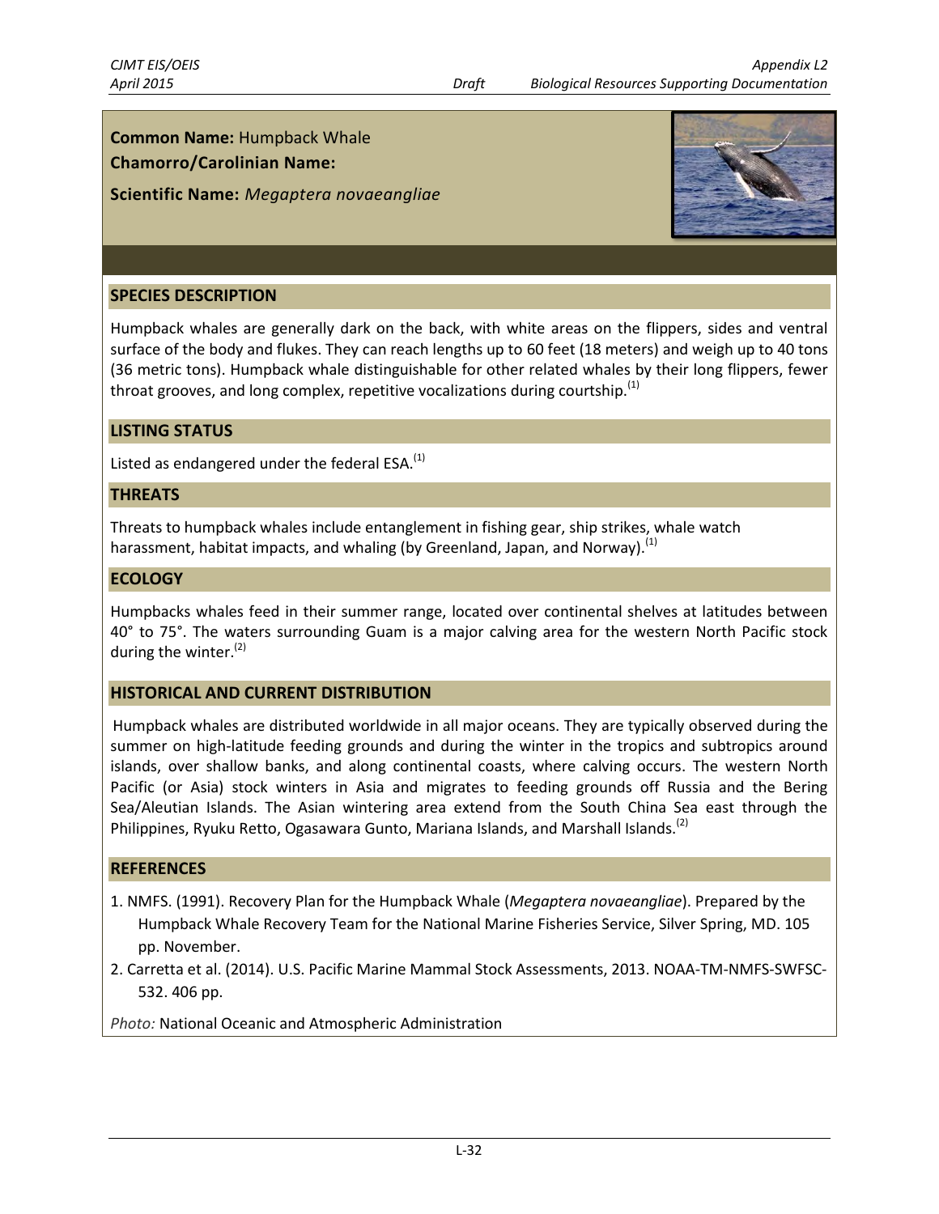**Common Name:** Humpback Whale

**Chamorro/Carolinian Name:**

**Scientific Name:** *Megaptera novaeangliae*

## SPECIES DESCRIPTION

Humpback whales are generally dark on the back, with white areas on the flippers, sides and ventral surface of the body and flukes. They can reach lengths up to 60 feet (18 meters) and weigh up to 40 tons (36 metric tons). Humpback whale distinguishable for other related whales by their long flippers, fewer throat grooves, and long complex, repetitive vocalizations during courtship.[1]

## LISTING STATUS

Listed as endangered under the federal ESA.[1]

## THREATS

Threats to humpback whales include entanglement in fishing gear, ship strikes, whale watch harassment, habitat impacts, and whaling (by Greenland, Japan, and Norway).[1]

## ECOLOGY

Humpbacks whales feed in their summer range, located over continental shelves at latitudes between 40° to 75°. The waters surrounding Guam is a major calving area for the western North Pacific stock during the winter.[2]

## HISTORICAL AND CURRENT DISTRIBUTION

Humpback whales are distributed worldwide in all major oceans. They are typically observed during the summer on high-latitude feeding grounds and during the winter in the tropics and subtropics around islands, over shallow banks, and along continental coasts, where calving occurs. The western North Pacific (or Asia) stock winters in Asia and migrates to feeding grounds off Russia and the Bering Sea/Aleutian Islands. The Asian wintering area extend from the South China Sea east through the Philippines, Ryuku Retto, Ogasawara Gunto, Mariana Islands, and Marshall Islands.[2]

## REFERENCES

1. NMFS. (1991). Recovery Plan for the Humpback Whale (*Megaptera novaeangliae*). Prepared by the Humpback Whale Recovery Team for the National Marine Fisheries Service, Silver Spring, MD. 105 pp. November.
2. Carretta et al. (2014). U.S. Pacific Marine Mammal Stock Assessments, 2013. NOAA-TM-NMFS-SWFSC-532. 406 pp.

*Photo:* National Oceanic and Atmospheric Administration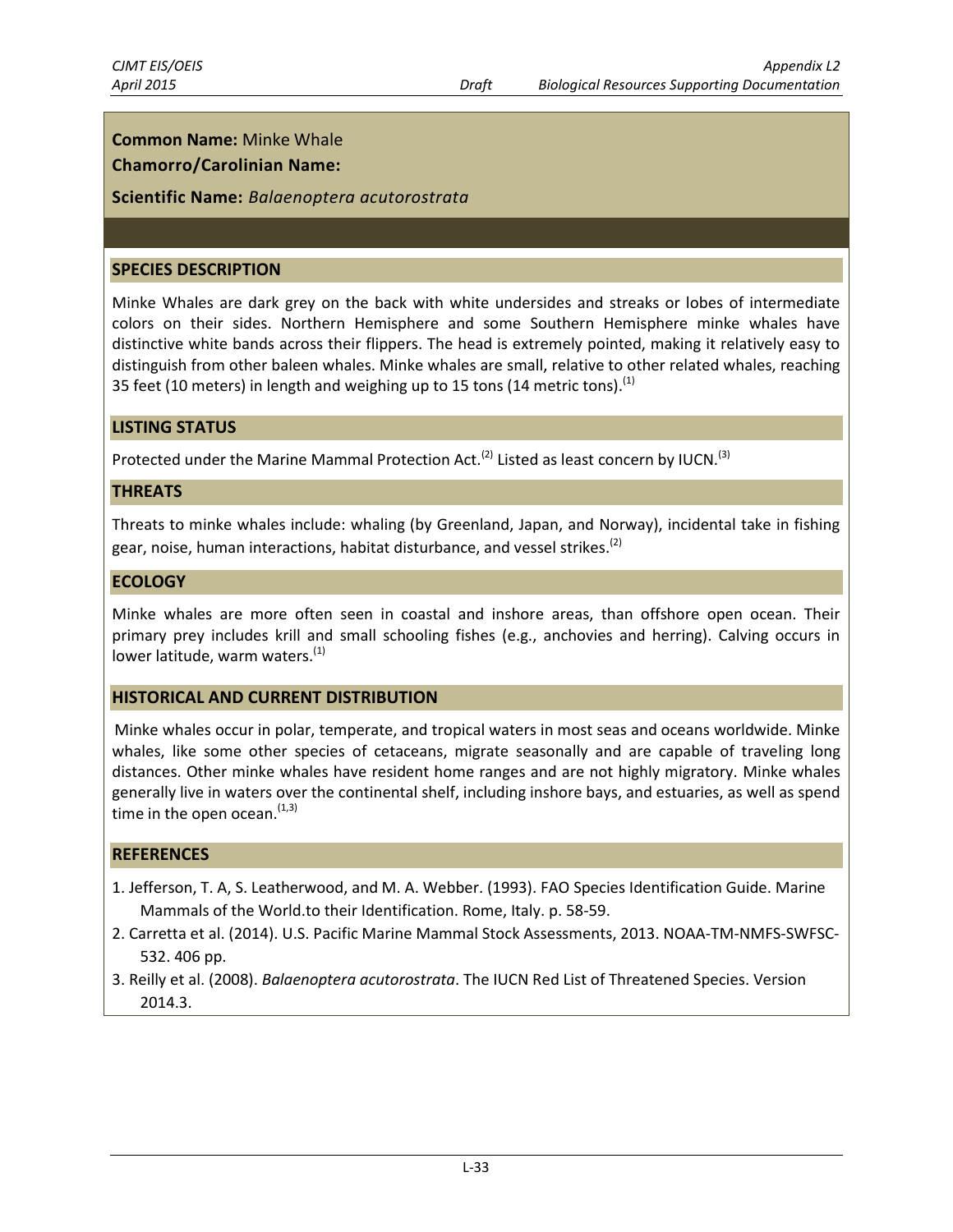**Common Name:** Minke Whale

**Chamorro/Carolinian Name:**

**Scientific Name:** *Balaenoptera acutorostrata*

## SPECIES DESCRIPTION

Minke Whales are dark grey on the back with white undersides and streaks or lobes of intermediate colors on their sides. Northern Hemisphere and some Southern Hemisphere minke whales have distinctive white bands across their flippers. The head is extremely pointed, making it relatively easy to distinguish from other baleen whales. Minke whales are small, relative to other related whales, reaching 35 feet (10 meters) in length and weighing up to 15 tons (14 metric tons).[1]

## LISTING STATUS

Protected under the Marine Mammal Protection Act.[2] Listed as least concern by IUCN.[3]

## THREATS

Threats to minke whales include: whaling (by Greenland, Japan, and Norway), incidental take in fishing gear, noise, human interactions, habitat disturbance, and vessel strikes.[2]

## ECOLOGY

Minke whales are more often seen in coastal and inshore areas, than offshore open ocean. Their primary prey includes krill and small schooling fishes (e.g., anchovies and herring). Calving occurs in lower latitude, warm waters.[1]

## HISTORICAL AND CURRENT DISTRIBUTION

Minke whales occur in polar, temperate, and tropical waters in most seas and oceans worldwide. Minke whales, like some other species of cetaceans, migrate seasonally and are capable of traveling long distances. Other minke whales have resident home ranges and are not highly migratory. Minke whales generally live in waters over the continental shelf, including inshore bays, and estuaries, as well as spend time in the open ocean.[1,3]

## REFERENCES

1. Jefferson, T. A, S. Leatherwood, and M. A. Webber. (1993). FAO Species Identification Guide. Marine Mammals of the World.to their Identification. Rome, Italy. p. 58-59.
2. Carretta et al. (2014). U.S. Pacific Marine Mammal Stock Assessments, 2013. NOAA-TM-NMFS-SWFSC-532. 406 pp.
3. Reilly et al. (2008). *Balaenoptera acutorostrata*. The IUCN Red List of Threatened Species. Version 2014.3.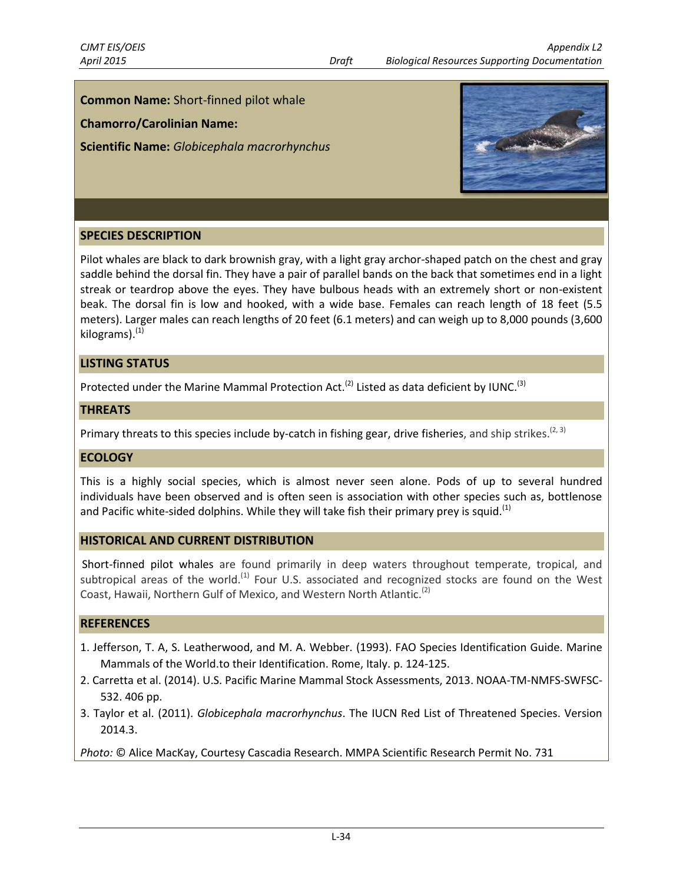**Common Name:** Short-finned pilot whale

**Chamorro/Carolinian Name:**

**Scientific Name:** *Globicephala macrorhynchus*

## SPECIES DESCRIPTION

Pilot whales are black to dark brownish gray, with a light gray archor-shaped patch on the chest and gray saddle behind the dorsal fin. They have a pair of parallel bands on the back that sometimes end in a light streak or teardrop above the eyes. They have bulbous heads with an extremely short or non-existent beak. The dorsal fin is low and hooked, with a wide base. Females can reach length of 18 feet (5.5 meters). Larger males can reach lengths of 20 feet (6.1 meters) and can weigh up to 8,000 pounds (3,600 kilograms).[1]

## LISTING STATUS

Protected under the Marine Mammal Protection Act.[2] Listed as data deficient by IUNC.[3]

## THREATS

Primary threats to this species include by-catch in fishing gear, drive fisheries, and ship strikes.[2, 3]

## ECOLOGY

This is a highly social species, which is almost never seen alone. Pods of up to several hundred individuals have been observed and is often seen is association with other species such as, bottlenose and Pacific white-sided dolphins. While they will take fish their primary prey is squid.[1]

## HISTORICAL AND CURRENT DISTRIBUTION

Short-finned pilot whales are found primarily in deep waters throughout temperate, tropical, and subtropical areas of the world.[1] Four U.S. associated and recognized stocks are found on the West Coast, Hawaii, Northern Gulf of Mexico, and Western North Atlantic.[2]

## REFERENCES

1. Jefferson, T. A, S. Leatherwood, and M. A. Webber. (1993). FAO Species Identification Guide. Marine Mammals of the World.to their Identification. Rome, Italy. p. 124-125.
2. Carretta et al. (2014). U.S. Pacific Marine Mammal Stock Assessments, 2013. NOAA-TM-NMFS-SWFSC-532. 406 pp.
3. Taylor et al. (2011). *Globicephala macrorhynchus*. The IUCN Red List of Threatened Species. Version 2014.3.

*Photo:* © Alice MacKay, Courtesy Cascadia Research. MMPA Scientific Research Permit No. 731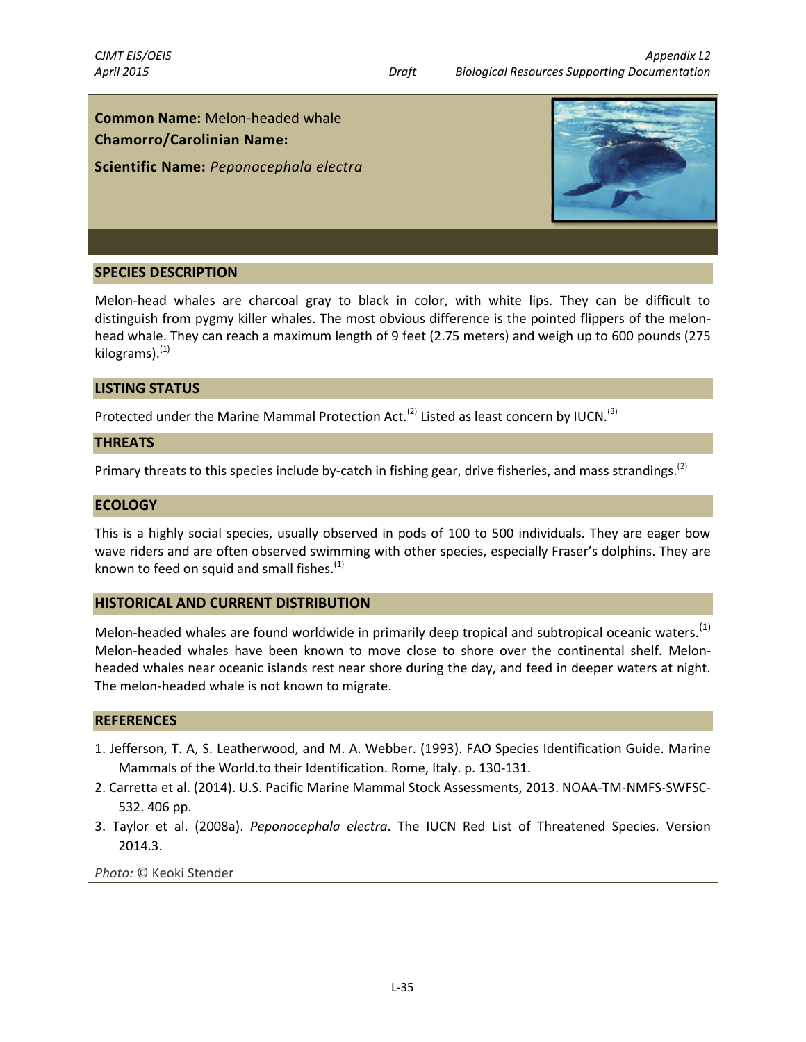**Common Name:** Melon-headed whale

**Chamorro/Carolinian Name:**

**Scientific Name:** *Peponocephala electra*

## SPECIES DESCRIPTION

Melon-head whales are charcoal gray to black in color, with white lips. They can be difficult to distinguish from pygmy killer whales. The most obvious difference is the pointed flippers of the melon-head whale. They can reach a maximum length of 9 feet (2.75 meters) and weigh up to 600 pounds (275 kilograms).[1]

## LISTING STATUS

Protected under the Marine Mammal Protection Act.[2] Listed as least concern by IUCN.[3]

## THREATS

Primary threats to this species include by-catch in fishing gear, drive fisheries, and mass strandings.[2]

## ECOLOGY

This is a highly social species, usually observed in pods of 100 to 500 individuals. They are eager bow wave riders and are often observed swimming with other species, especially Fraser's dolphins. They are known to feed on squid and small fishes.[1]

## HISTORICAL AND CURRENT DISTRIBUTION

Melon-headed whales are found worldwide in primarily deep tropical and subtropical oceanic waters.[1] Melon-headed whales have been known to move close to shore over the continental shelf. Melon-headed whales near oceanic islands rest near shore during the day, and feed in deeper waters at night. The melon-headed whale is not known to migrate.

## REFERENCES

1. Jefferson, T. A, S. Leatherwood, and M. A. Webber. (1993). FAO Species Identification Guide. Marine Mammals of the World.to their Identification. Rome, Italy. p. 130-131.
2. Carretta et al. (2014). U.S. Pacific Marine Mammal Stock Assessments, 2013. NOAA-TM-NMFS-SWFSC-532. 406 pp.
3. Taylor et al. (2008a). *Peponocephala electra*. The IUCN Red List of Threatened Species. Version 2014.3.

*Photo:* © Keoki Stender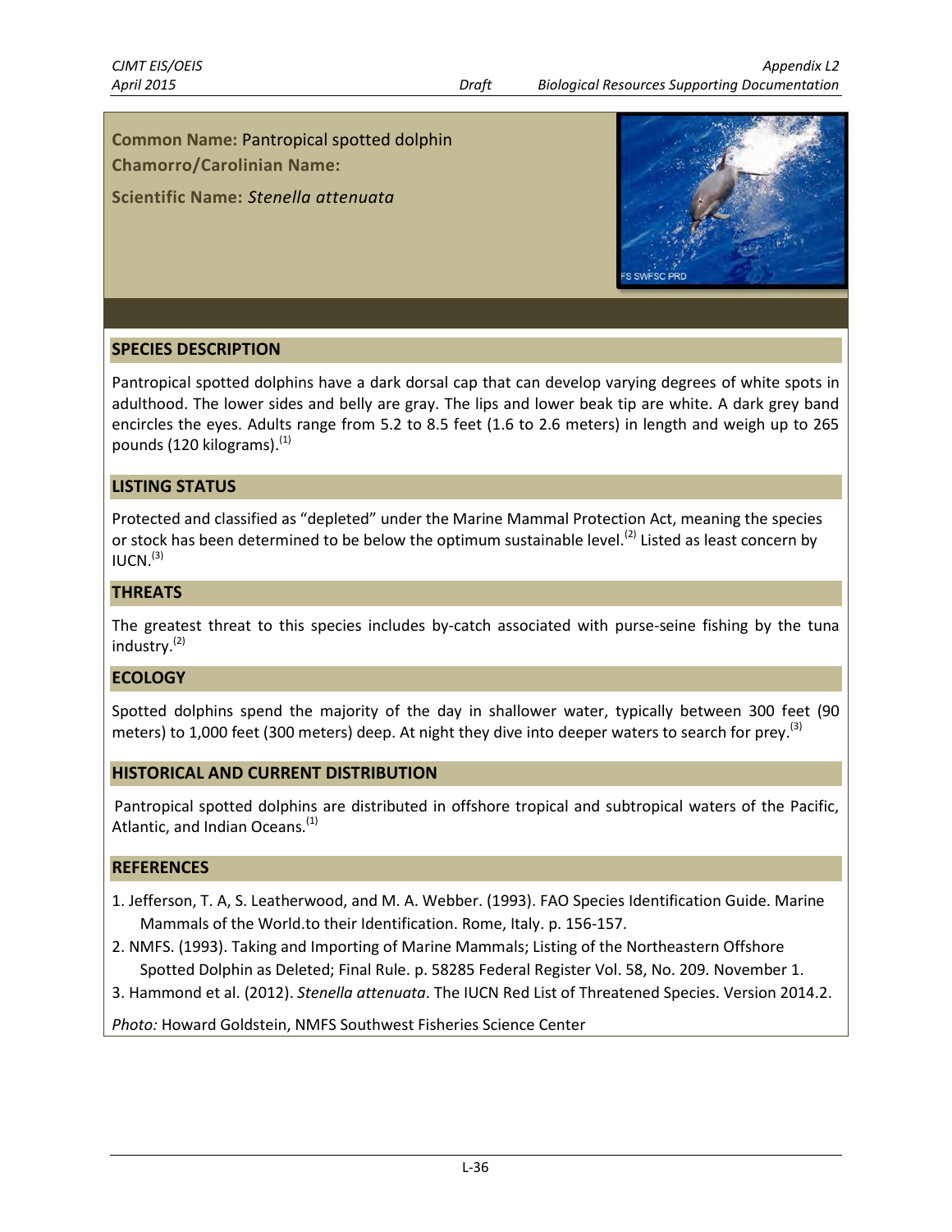**Common Name:** Pantropical spotted dolphin

**Chamorro/Carolinian Name:**

**Scientific Name:** *Stenella attenuata*

## SPECIES DESCRIPTION

Pantropical spotted dolphins have a dark dorsal cap that can develop varying degrees of white spots in adulthood. The lower sides and belly are gray. The lips and lower beak tip are white. A dark grey band encircles the eyes. Adults range from 5.2 to 8.5 feet (1.6 to 2.6 meters) in length and weigh up to 265 pounds (120 kilograms).[1]

## LISTING STATUS

Protected and classified as "depleted" under the Marine Mammal Protection Act, meaning the species or stock has been determined to be below the optimum sustainable level.[2] Listed as least concern by IUCN.[3]

## THREATS

The greatest threat to this species includes by-catch associated with purse-seine fishing by the tuna industry.[2]

## ECOLOGY

Spotted dolphins spend the majority of the day in shallower water, typically between 300 feet (90 meters) to 1,000 feet (300 meters) deep. At night they dive into deeper waters to search for prey.[3]

## HISTORICAL AND CURRENT DISTRIBUTION

Pantropical spotted dolphins are distributed in offshore tropical and subtropical waters of the Pacific, Atlantic, and Indian Oceans.[1]

## REFERENCES

1. Jefferson, T. A, S. Leatherwood, and M. A. Webber. (1993). FAO Species Identification Guide. Marine Mammals of the World.to their Identification. Rome, Italy. p. 156-157.
2. NMFS. (1993). Taking and Importing of Marine Mammals; Listing of the Northeastern Offshore Spotted Dolphin as Deleted; Final Rule. p. 58285 Federal Register Vol. 58, No. 209. November 1.
3. Hammond et al. (2012). *Stenella attenuata*. The IUCN Red List of Threatened Species. Version 2014.2.

*Photo:* Howard Goldstein, NMFS Southwest Fisheries Science Center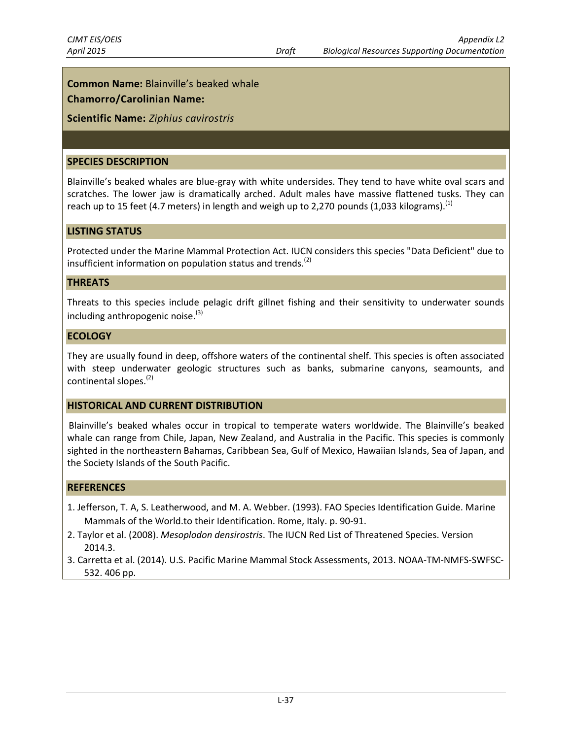**Common Name:** Blainville's beaked whale

**Chamorro/Carolinian Name:**

**Scientific Name:** *Ziphius cavirostris*

## SPECIES DESCRIPTION

Blainville's beaked whales are blue-gray with white undersides. They tend to have white oval scars and scratches. The lower jaw is dramatically arched. Adult males have massive flattened tusks. They can reach up to 15 feet (4.7 meters) in length and weigh up to 2,270 pounds (1,033 kilograms).[1]

## LISTING STATUS

Protected under the Marine Mammal Protection Act. IUCN considers this species "Data Deficient" due to insufficient information on population status and trends.[2]

## THREATS

Threats to this species include pelagic drift gillnet fishing and their sensitivity to underwater sounds including anthropogenic noise.[3]

## ECOLOGY

They are usually found in deep, offshore waters of the continental shelf. This species is often associated with steep underwater geologic structures such as banks, submarine canyons, seamounts, and continental slopes.[2]

## HISTORICAL AND CURRENT DISTRIBUTION

Blainville's beaked whales occur in tropical to temperate waters worldwide. The Blainville's beaked whale can range from Chile, Japan, New Zealand, and Australia in the Pacific. This species is commonly sighted in the northeastern Bahamas, Caribbean Sea, Gulf of Mexico, Hawaiian Islands, Sea of Japan, and the Society Islands of the South Pacific.

## REFERENCES

1. Jefferson, T. A, S. Leatherwood, and M. A. Webber. (1993). FAO Species Identification Guide. Marine Mammals of the World.to their Identification. Rome, Italy. p. 90-91.
2. Taylor et al. (2008). *Mesoplodon densirostris*. The IUCN Red List of Threatened Species. Version 2014.3.
3. Carretta et al. (2014). U.S. Pacific Marine Mammal Stock Assessments, 2013. NOAA-TM-NMFS-SWFSC-532. 406 pp.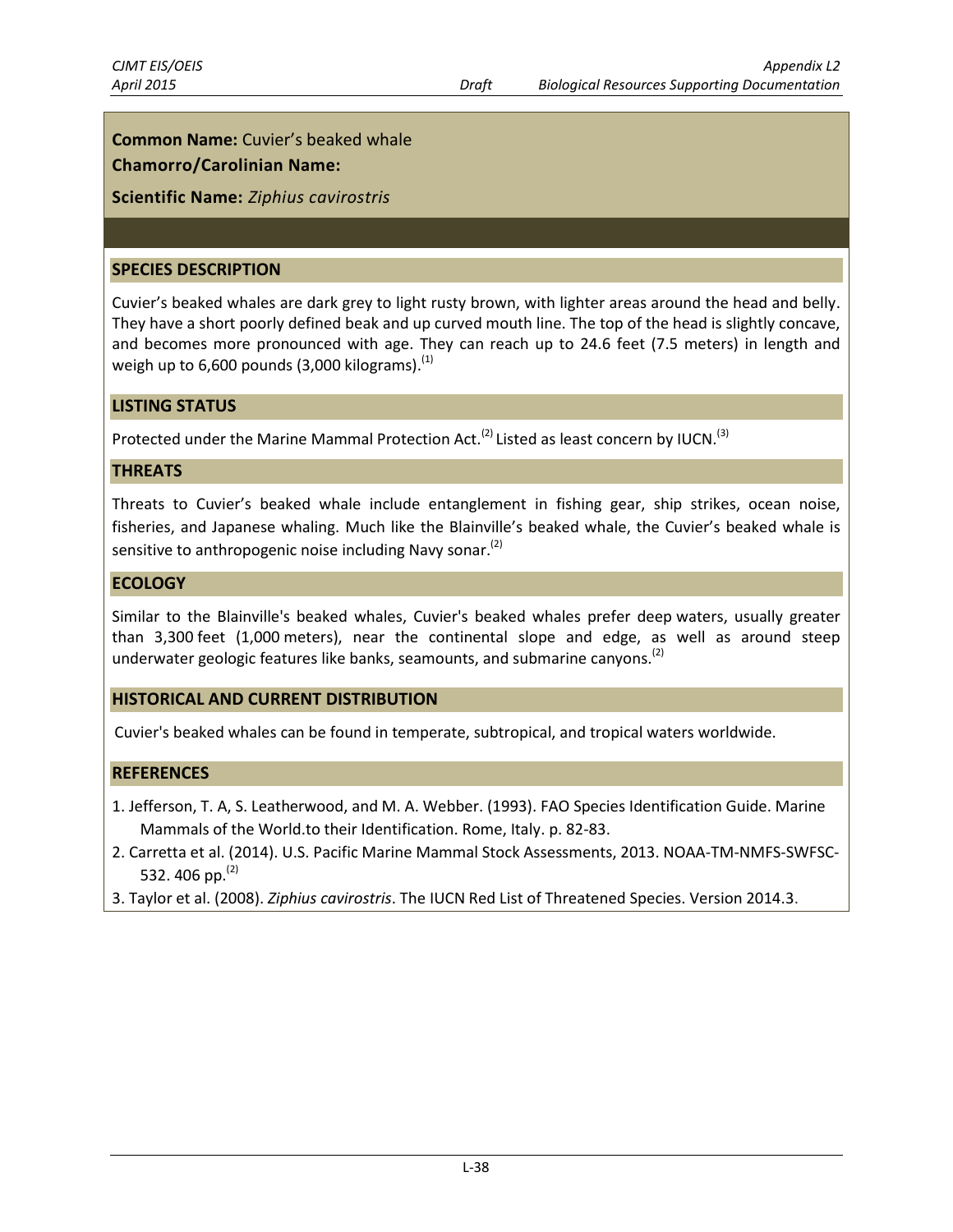**Common Name:** Cuvier's beaked whale

**Chamorro/Carolinian Name:**

**Scientific Name:** *Ziphius cavirostris*

## SPECIES DESCRIPTION

Cuvier's beaked whales are dark grey to light rusty brown, with lighter areas around the head and belly. They have a short poorly defined beak and up curved mouth line. The top of the head is slightly concave, and becomes more pronounced with age. They can reach up to 24.6 feet (7.5 meters) in length and weigh up to 6,600 pounds (3,000 kilograms).[1]

## LISTING STATUS

Protected under the Marine Mammal Protection Act.[2] Listed as least concern by IUCN.[3]

## THREATS

Threats to Cuvier's beaked whale include entanglement in fishing gear, ship strikes, ocean noise, fisheries, and Japanese whaling. Much like the Blainville's beaked whale, the Cuvier's beaked whale is sensitive to anthropogenic noise including Navy sonar.[2]

## ECOLOGY

Similar to the Blainville's beaked whales, Cuvier's beaked whales prefer deep waters, usually greater than 3,300 feet (1,000 meters), near the continental slope and edge, as well as around steep underwater geologic features like banks, seamounts, and submarine canyons.[2]

## HISTORICAL AND CURRENT DISTRIBUTION

Cuvier's beaked whales can be found in temperate, subtropical, and tropical waters worldwide.

## REFERENCES

1. Jefferson, T. A, S. Leatherwood, and M. A. Webber. (1993). FAO Species Identification Guide. Marine Mammals of the World.to their Identification. Rome, Italy. p. 82-83.
2. Carretta et al. (2014). U.S. Pacific Marine Mammal Stock Assessments, 2013. NOAA-TM-NMFS-SWFSC-532. 406 pp.[2]
3. Taylor et al. (2008). *Ziphius cavirostris*. The IUCN Red List of Threatened Species. Version 2014.3.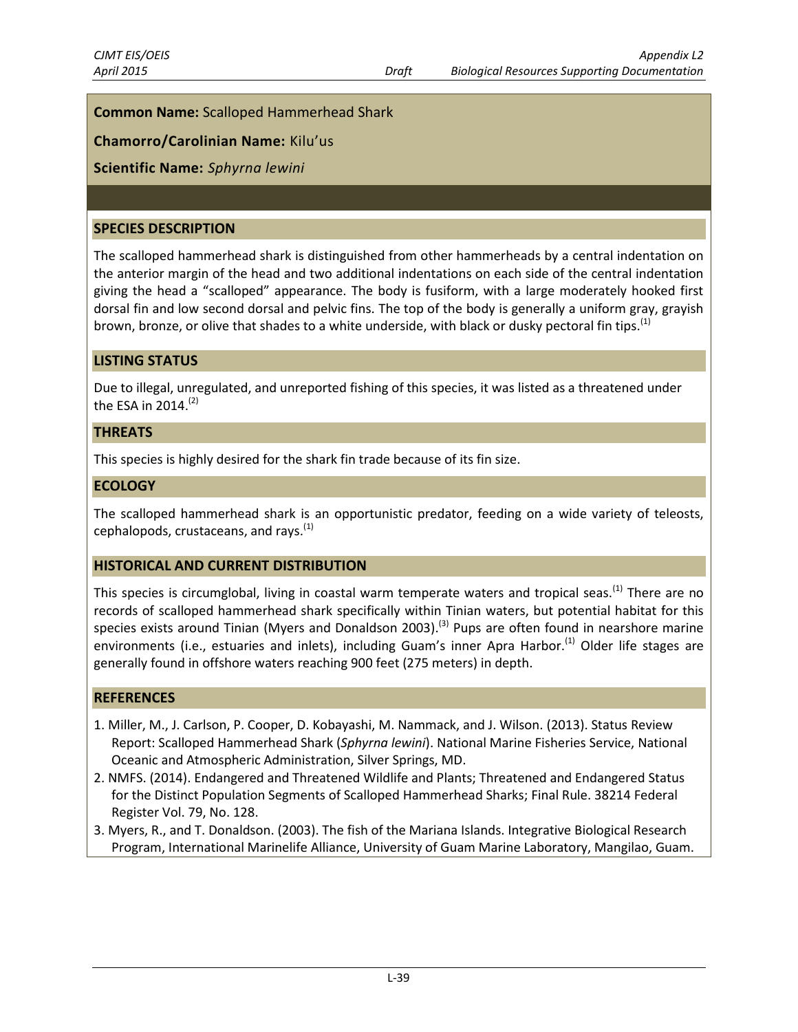**Common Name:** Scalloped Hammerhead Shark

**Chamorro/Carolinian Name:** Kilu'us

**Scientific Name:** *Sphyrna lewini*

## SPECIES DESCRIPTION

The scalloped hammerhead shark is distinguished from other hammerheads by a central indentation on the anterior margin of the head and two additional indentations on each side of the central indentation giving the head a "scalloped" appearance. The body is fusiform, with a large moderately hooked first dorsal fin and low second dorsal and pelvic fins. The top of the body is generally a uniform gray, grayish brown, bronze, or olive that shades to a white underside, with black or dusky pectoral fin tips.[1]

## LISTING STATUS

Due to illegal, unregulated, and unreported fishing of this species, it was listed as a threatened under the ESA in 2014.[2]

## THREATS

This species is highly desired for the shark fin trade because of its fin size.

## ECOLOGY

The scalloped hammerhead shark is an opportunistic predator, feeding on a wide variety of teleosts, cephalopods, crustaceans, and rays.[1]

## HISTORICAL AND CURRENT DISTRIBUTION

This species is circumglobal, living in coastal warm temperate waters and tropical seas.[1] There are no records of scalloped hammerhead shark specifically within Tinian waters, but potential habitat for this species exists around Tinian (Myers and Donaldson 2003).[3] Pups are often found in nearshore marine environments (i.e., estuaries and inlets), including Guam's inner Apra Harbor.[1] Older life stages are generally found in offshore waters reaching 900 feet (275 meters) in depth.

## REFERENCES

1. Miller, M., J. Carlson, P. Cooper, D. Kobayashi, M. Nammack, and J. Wilson. (2013). Status Review Report: Scalloped Hammerhead Shark (*Sphyrna lewini*). National Marine Fisheries Service, National Oceanic and Atmospheric Administration, Silver Springs, MD.
2. NMFS. (2014). Endangered and Threatened Wildlife and Plants; Threatened and Endangered Status for the Distinct Population Segments of Scalloped Hammerhead Sharks; Final Rule. 38214 Federal Register Vol. 79, No. 128.
3. Myers, R., and T. Donaldson. (2003). The fish of the Mariana Islands. Integrative Biological Research Program, International Marinelife Alliance, University of Guam Marine Laboratory, Mangilao, Guam.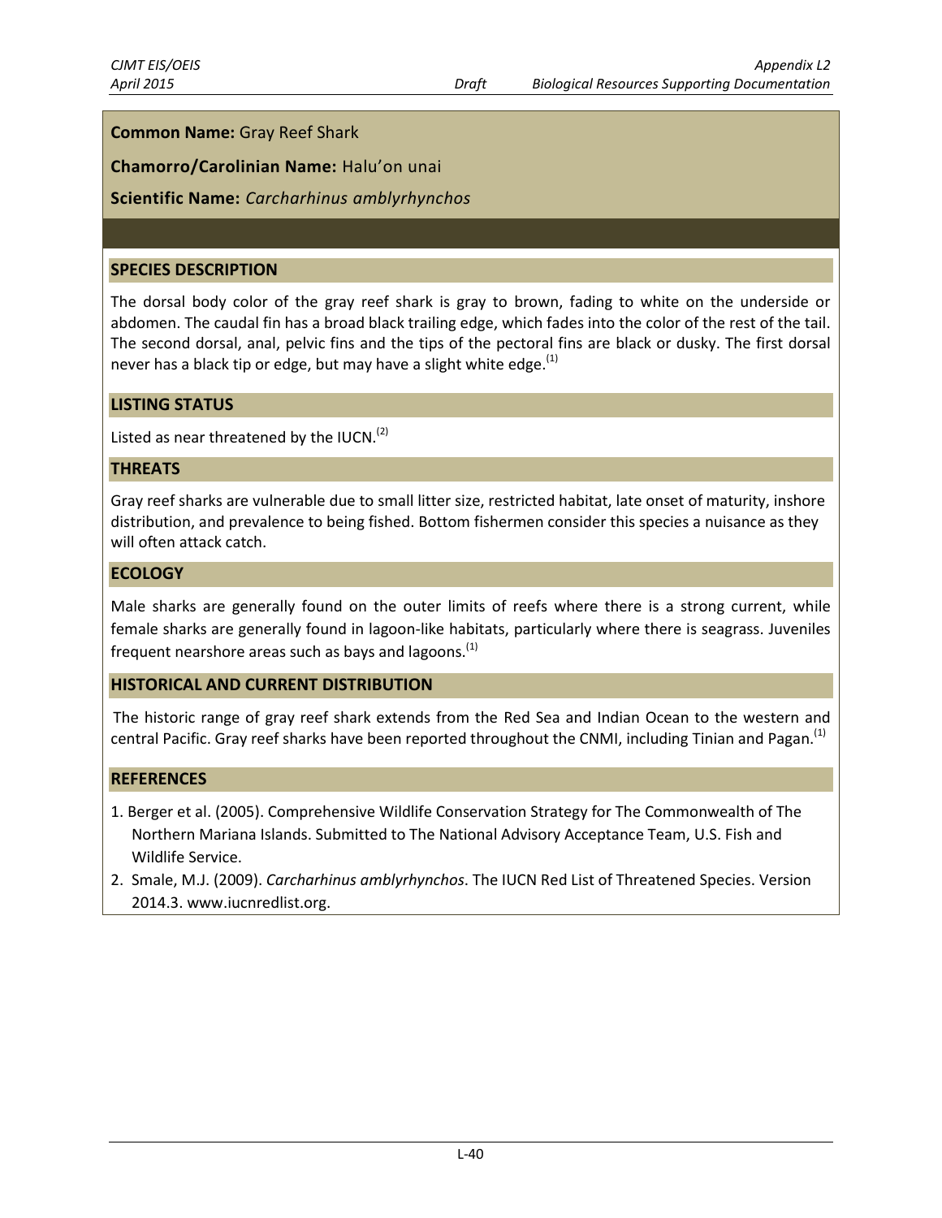**Common Name:** Gray Reef Shark

**Chamorro/Carolinian Name:** Halu'on unai

**Scientific Name:** *Carcharhinus amblyrhynchos*

## SPECIES DESCRIPTION

The dorsal body color of the gray reef shark is gray to brown, fading to white on the underside or abdomen. The caudal fin has a broad black trailing edge, which fades into the color of the rest of the tail. The second dorsal, anal, pelvic fins and the tips of the pectoral fins are black or dusky. The first dorsal never has a black tip or edge, but may have a slight white edge.(1)

## LISTING STATUS

Listed as near threatened by the IUCN.(2)

## THREATS

Gray reef sharks are vulnerable due to small litter size, restricted habitat, late onset of maturity, inshore distribution, and prevalence to being fished. Bottom fishermen consider this species a nuisance as they will often attack catch.

## ECOLOGY

Male sharks are generally found on the outer limits of reefs where there is a strong current, while female sharks are generally found in lagoon-like habitats, particularly where there is seagrass. Juveniles frequent nearshore areas such as bays and lagoons.(1)

## HISTORICAL AND CURRENT DISTRIBUTION

The historic range of gray reef shark extends from the Red Sea and Indian Ocean to the western and central Pacific. Gray reef sharks have been reported throughout the CNMI, including Tinian and Pagan.(1)

## REFERENCES

1. Berger et al. (2005). Comprehensive Wildlife Conservation Strategy for The Commonwealth of The Northern Mariana Islands. Submitted to The National Advisory Acceptance Team, U.S. Fish and Wildlife Service.
2. Smale, M.J. (2009). *Carcharhinus amblyrhynchos*. The IUCN Red List of Threatened Species. Version 2014.3. www.iucnredlist.org.